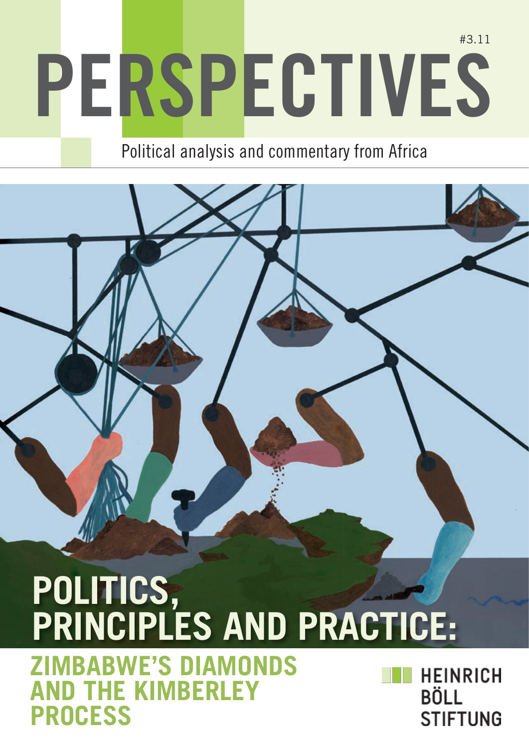#3.11

# PERSPECTIVES

Political analysis and commentary from Africa

# POLITICS, PRINCIPLES AND PRACTICE:

## ZIMBABWE'S DIAMONDS AND THE KIMBERLEY PROCESS

HEINRICH BÖLL STIFTUNG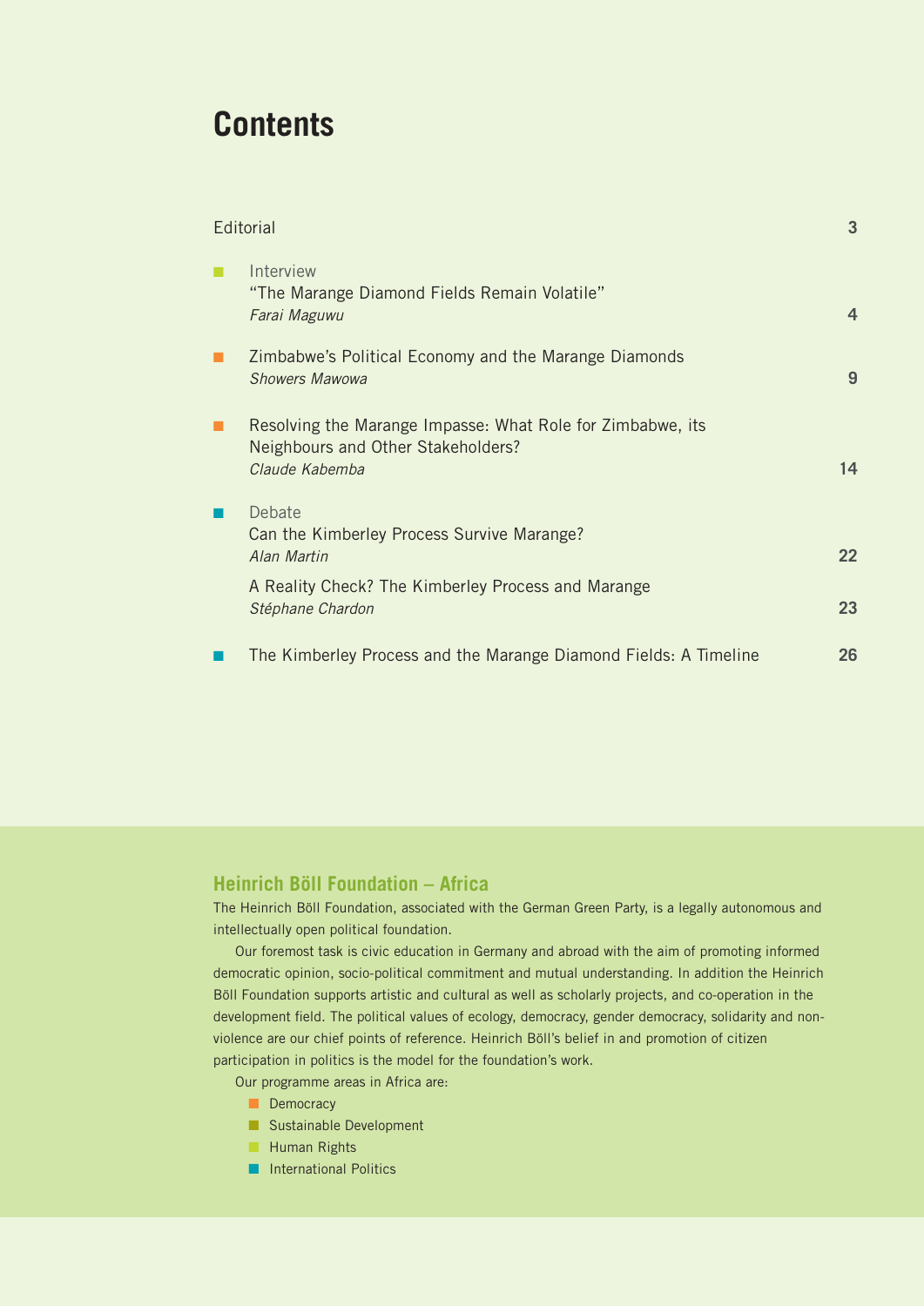# Contents

| | |
|---|---|
| Editorial | 3 |
| Interview<br>"The Marange Diamond Fields Remain Volatile"<br>*Farai Maguwu* | 4 |
| Zimbabwe's Political Economy and the Marange Diamonds<br>*Showers Mawowa* | 9 |
| Resolving the Marange Impasse: What Role for Zimbabwe, its Neighbours and Other Stakeholders?<br>*Claude Kabemba* | 14 |
| Debate<br>Can the Kimberley Process Survive Marange?<br>*Alan Martin* | 22 |
| A Reality Check? The Kimberley Process and Marange<br>*Stéphane Chardon* | 23 |
| The Kimberley Process and the Marange Diamond Fields: A Timeline | 26 |

## Heinrich Böll Foundation – Africa

The Heinrich Böll Foundation, associated with the German Green Party, is a legally autonomous and intellectually open political foundation.

Our foremost task is civic education in Germany and abroad with the aim of promoting informed democratic opinion, socio-political commitment and mutual understanding. In addition the Heinrich Böll Foundation supports artistic and cultural as well as scholarly projects, and co-operation in the development field. The political values of ecology, democracy, gender democracy, solidarity and non-violence are our chief points of reference. Heinrich Böll's belief in and promotion of citizen participation in politics is the model for the foundation's work.

Our programme areas in Africa are:

- Democracy
- Sustainable Development
- Human Rights
- International Politics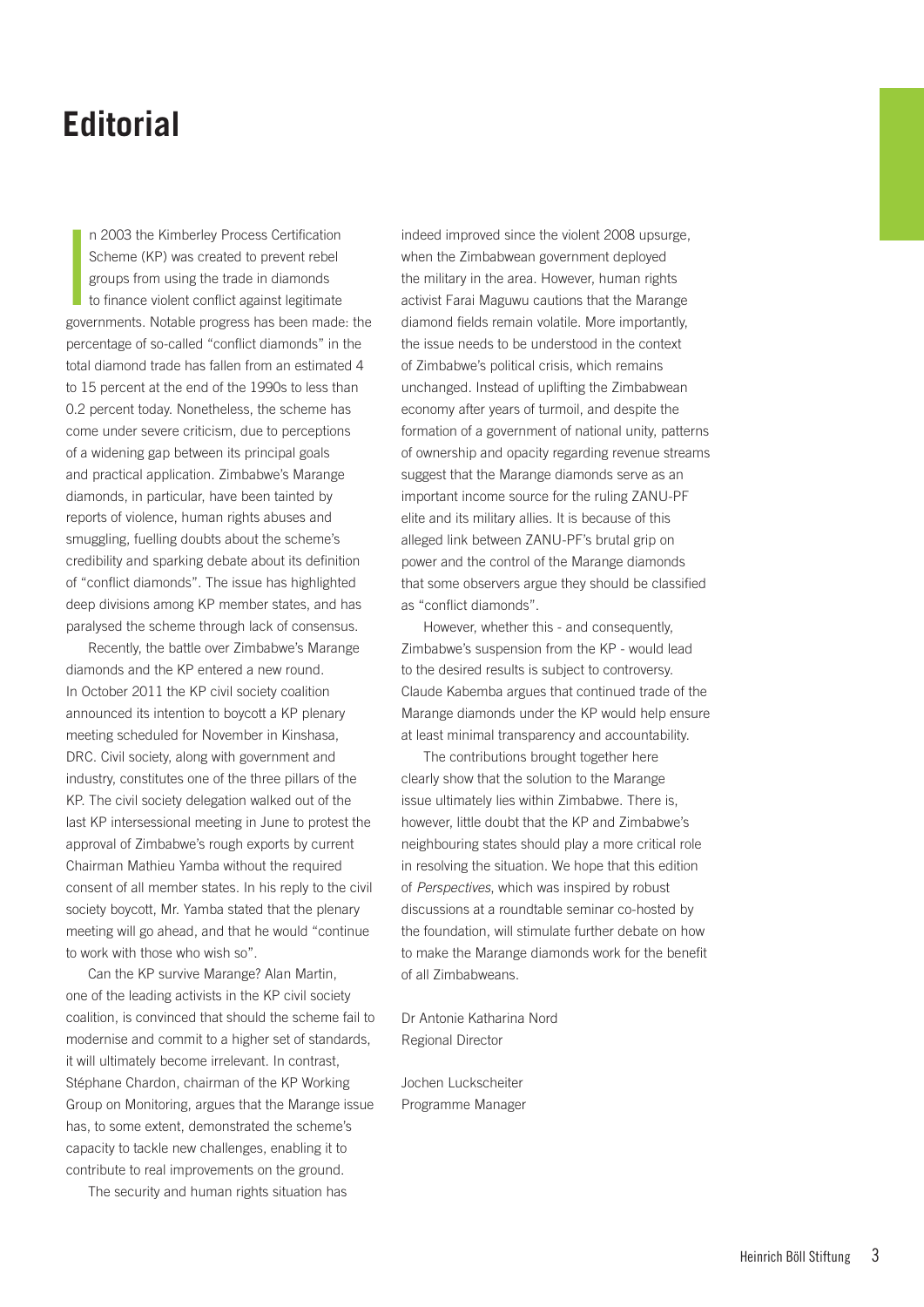# Editorial

In 2003 the Kimberley Process Certification Scheme (KP) was created to prevent rebel groups from using the trade in diamonds to finance violent conflict against legitimate governments. Notable progress has been made: the percentage of so-called "conflict diamonds" in the total diamond trade has fallen from an estimated 4 to 15 percent at the end of the 1990s to less than 0.2 percent today. Nonetheless, the scheme has come under severe criticism, due to perceptions of a widening gap between its principal goals and practical application. Zimbabwe's Marange diamonds, in particular, have been tainted by reports of violence, human rights abuses and smuggling, fuelling doubts about the scheme's credibility and sparking debate about its definition of "conflict diamonds". The issue has highlighted deep divisions among KP member states, and has paralysed the scheme through lack of consensus.

Recently, the battle over Zimbabwe's Marange diamonds and the KP entered a new round. In October 2011 the KP civil society coalition announced its intention to boycott a KP plenary meeting scheduled for November in Kinshasa, DRC. Civil society, along with government and industry, constitutes one of the three pillars of the KP. The civil society delegation walked out of the last KP intersessional meeting in June to protest the approval of Zimbabwe's rough exports by current Chairman Mathieu Yamba without the required consent of all member states. In his reply to the civil society boycott, Mr. Yamba stated that the plenary meeting will go ahead, and that he would "continue to work with those who wish so".

Can the KP survive Marange? Alan Martin, one of the leading activists in the KP civil society coalition, is convinced that should the scheme fail to modernise and commit to a higher set of standards, it will ultimately become irrelevant. In contrast, Stéphane Chardon, chairman of the KP Working Group on Monitoring, argues that the Marange issue has, to some extent, demonstrated the scheme's capacity to tackle new challenges, enabling it to contribute to real improvements on the ground.

The security and human rights situation has indeed improved since the violent 2008 upsurge, when the Zimbabwean government deployed the military in the area. However, human rights activist Farai Maguwu cautions that the Marange diamond fields remain volatile. More importantly, the issue needs to be understood in the context of Zimbabwe's political crisis, which remains unchanged. Instead of uplifting the Zimbabwean economy after years of turmoil, and despite the formation of a government of national unity, patterns of ownership and opacity regarding revenue streams suggest that the Marange diamonds serve as an important income source for the ruling ZANU-PF elite and its military allies. It is because of this alleged link between ZANU-PF's brutal grip on power and the control of the Marange diamonds that some observers argue they should be classified as "conflict diamonds".

However, whether this - and consequently, Zimbabwe's suspension from the KP - would lead to the desired results is subject to controversy. Claude Kabemba argues that continued trade of the Marange diamonds under the KP would help ensure at least minimal transparency and accountability.

The contributions brought together here clearly show that the solution to the Marange issue ultimately lies within Zimbabwe. There is, however, little doubt that the KP and Zimbabwe's neighbouring states should play a more critical role in resolving the situation. We hope that this edition of *Perspectives*, which was inspired by robust discussions at a roundtable seminar co-hosted by the foundation, will stimulate further debate on how to make the Marange diamonds work for the benefit of all Zimbabweans.

Dr Antonie Katharina Nord
Regional Director

Jochen Luckscheiter
Programme Manager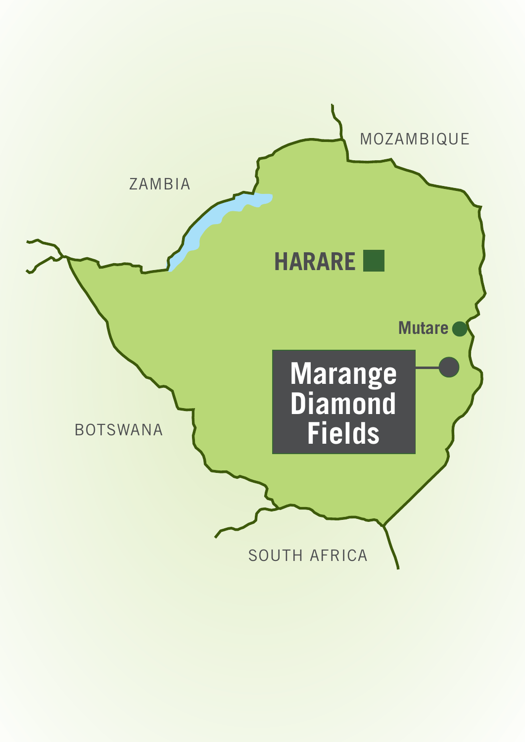MOZAMBIQUE

ZAMBIA

HARARE

Mutare

Marange Diamond Fields

BOTSWANA

SOUTH AFRICA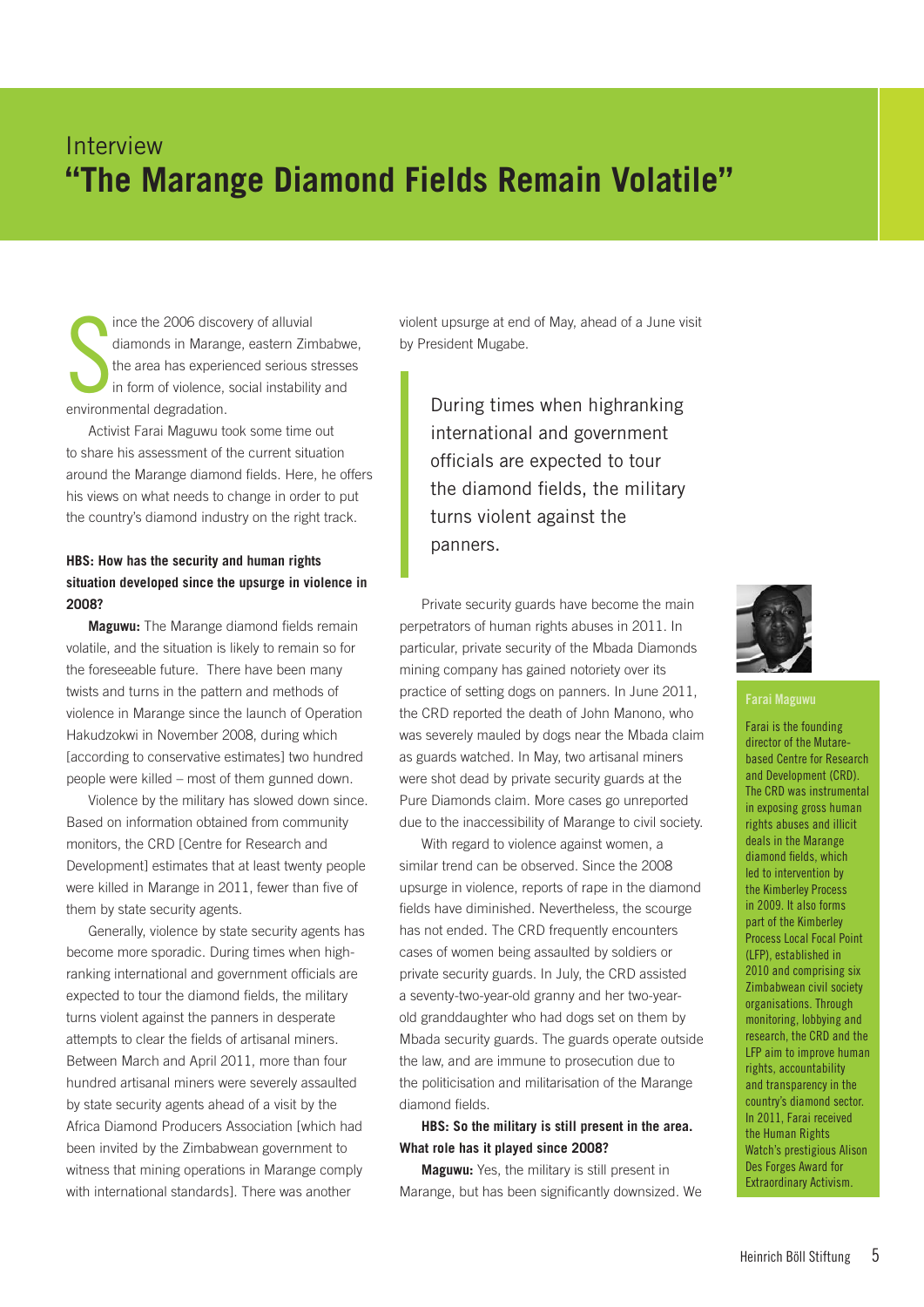Interview

# "The Marange Diamond Fields Remain Volatile"

Since the 2006 discovery of alluvial diamonds in Marange, eastern Zimbabwe, the area has experienced serious stresses in form of violence, social instability and environmental degradation.

Activist Farai Maguwu took some time out to share his assessment of the current situation around the Marange diamond fields. Here, he offers his views on what needs to change in order to put the country's diamond industry on the right track.

**HBS: How has the security and human rights situation developed since the upsurge in violence in 2008?**

**Maguwu:** The Marange diamond fields remain volatile, and the situation is likely to remain so for the foreseeable future. There have been many twists and turns in the pattern and methods of violence in Marange since the launch of Operation Hakudzokwi in November 2008, during which [according to conservative estimates] two hundred people were killed – most of them gunned down.

Violence by the military has slowed down since. Based on information obtained from community monitors, the CRD [Centre for Research and Development] estimates that at least twenty people were killed in Marange in 2011, fewer than five of them by state security agents.

Generally, violence by state security agents has become more sporadic. During times when high-ranking international and government officials are expected to tour the diamond fields, the military turns violent against the panners in desperate attempts to clear the fields of artisanal miners. Between March and April 2011, more than four hundred artisanal miners were severely assaulted by state security agents ahead of a visit by the Africa Diamond Producers Association [which had been invited by the Zimbabwean government to witness that mining operations in Marange comply with international standards]. There was another violent upsurge at end of May, ahead of a June visit by President Mugabe.

> During times when highranking international and government officials are expected to tour the diamond fields, the military turns violent against the panners.

Private security guards have become the main perpetrators of human rights abuses in 2011. In particular, private security of the Mbada Diamonds mining company has gained notoriety over its practice of setting dogs on panners. In June 2011, the CRD reported the death of John Manono, who was severely mauled by dogs near the Mbada claim as guards watched. In May, two artisanal miners were shot dead by private security guards at the Pure Diamonds claim. More cases go unreported due to the inaccessibility of Marange to civil society.

With regard to violence against women, a similar trend can be observed. Since the 2008 upsurge in violence, reports of rape in the diamond fields have diminished. Nevertheless, the scourge has not ended. The CRD frequently encounters cases of women being assaulted by soldiers or private security guards. In July, the CRD assisted a seventy-two-year-old granny and her two-year-old granddaughter who had dogs set on them by Mbada security guards. The guards operate outside the law, and are immune to prosecution due to the politicisation and militarisation of the Marange diamond fields.

**HBS: So the military is still present in the area. What role has it played since 2008?**

**Maguwu:** Yes, the military is still present in Marange, but has been significantly downsized. We

**Farai Maguwu**

Farai is the founding director of the Mutare-based Centre for Research and Development (CRD). The CRD was instrumental in exposing gross human rights abuses and illicit deals in the Marange diamond fields, which led to intervention by the Kimberley Process in 2009. It also forms part of the Kimberley Process Local Focal Point (LFP), established in 2010 and comprising six Zimbabwean civil society organisations. Through monitoring, lobbying and research, the CRD and the LFP aim to improve human rights, accountability and transparency in the country's diamond sector. In 2011, Farai received the Human Rights Watch's prestigious Alison Des Forges Award for Extraordinary Activism.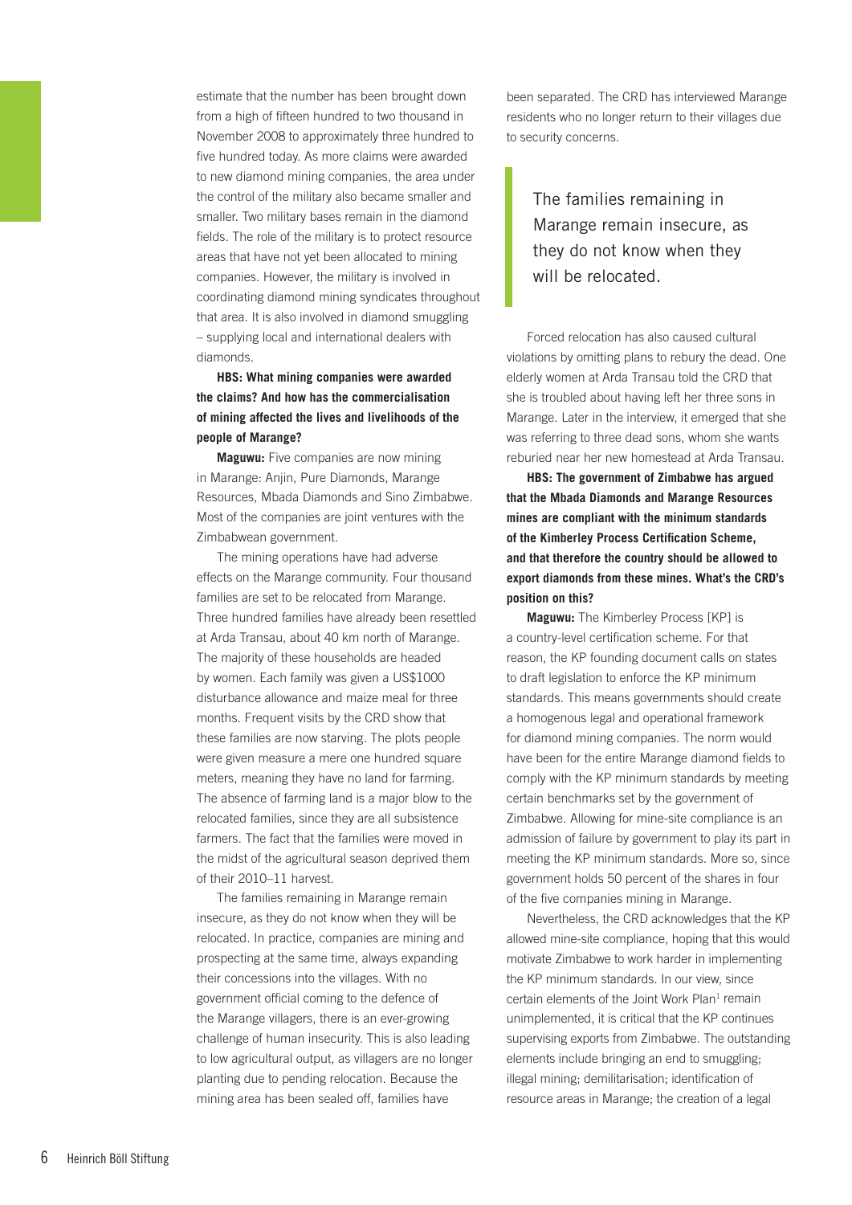estimate that the number has been brought down from a high of fifteen hundred to two thousand in November 2008 to approximately three hundred to five hundred today. As more claims were awarded to new diamond mining companies, the area under the control of the military also became smaller and smaller. Two military bases remain in the diamond fields. The role of the military is to protect resource areas that have not yet been allocated to mining companies. However, the military is involved in coordinating diamond mining syndicates throughout that area. It is also involved in diamond smuggling – supplying local and international dealers with diamonds.

**HBS: What mining companies were awarded the claims? And how has the commercialisation of mining affected the lives and livelihoods of the people of Marange?**

**Maguwu:** Five companies are now mining in Marange: Anjin, Pure Diamonds, Marange Resources, Mbada Diamonds and Sino Zimbabwe. Most of the companies are joint ventures with the Zimbabwean government.

The mining operations have had adverse effects on the Marange community. Four thousand families are set to be relocated from Marange. Three hundred families have already been resettled at Arda Transau, about 40 km north of Marange. The majority of these households are headed by women. Each family was given a US$1000 disturbance allowance and maize meal for three months. Frequent visits by the CRD show that these families are now starving. The plots people were given measure a mere one hundred square meters, meaning they have no land for farming. The absence of farming land is a major blow to the relocated families, since they are all subsistence farmers. The fact that the families were moved in the midst of the agricultural season deprived them of their 2010–11 harvest.

The families remaining in Marange remain insecure, as they do not know when they will be relocated. In practice, companies are mining and prospecting at the same time, always expanding their concessions into the villages. With no government official coming to the defence of the Marange villagers, there is an ever-growing challenge of human insecurity. This is also leading to low agricultural output, as villagers are no longer planting due to pending relocation. Because the mining area has been sealed off, families have been separated. The CRD has interviewed Marange residents who no longer return to their villages due to security concerns.

> The families remaining in Marange remain insecure, as they do not know when they will be relocated.

Forced relocation has also caused cultural violations by omitting plans to rebury the dead. One elderly women at Arda Transau told the CRD that she is troubled about having left her three sons in Marange. Later in the interview, it emerged that she was referring to three dead sons, whom she wants reburied near her new homestead at Arda Transau.

**HBS: The government of Zimbabwe has argued that the Mbada Diamonds and Marange Resources mines are compliant with the minimum standards of the Kimberley Process Certification Scheme, and that therefore the country should be allowed to export diamonds from these mines. What's the CRD's position on this?**

**Maguwu:** The Kimberley Process [KP] is a country-level certification scheme. For that reason, the KP founding document calls on states to draft legislation to enforce the KP minimum standards. This means governments should create a homogenous legal and operational framework for diamond mining companies. The norm would have been for the entire Marange diamond fields to comply with the KP minimum standards by meeting certain benchmarks set by the government of Zimbabwe. Allowing for mine-site compliance is an admission of failure by government to play its part in meeting the KP minimum standards. More so, since government holds 50 percent of the shares in four of the five companies mining in Marange.

Nevertheless, the CRD acknowledges that the KP allowed mine-site compliance, hoping that this would motivate Zimbabwe to work harder in implementing the KP minimum standards. In our view, since certain elements of the Joint Work Plan[1] remain unimplemented, it is critical that the KP continues supervising exports from Zimbabwe. The outstanding elements include bringing an end to smuggling; illegal mining; demilitarisation; identification of resource areas in Marange; the creation of a legal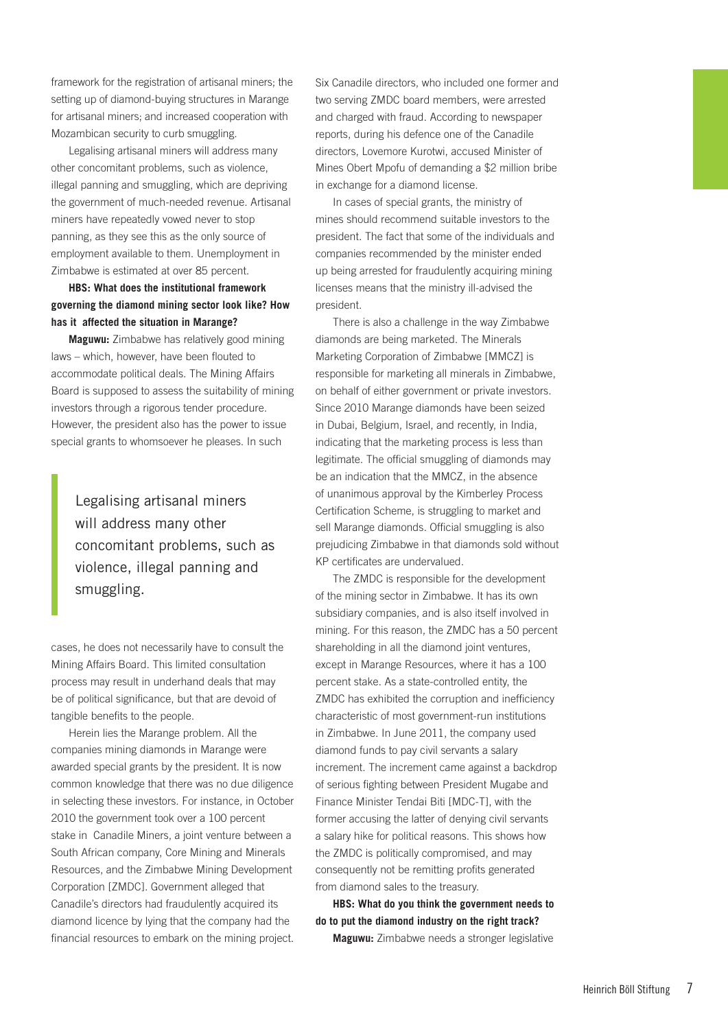framework for the registration of artisanal miners; the setting up of diamond-buying structures in Marange for artisanal miners; and increased cooperation with Mozambican security to curb smuggling.

Legalising artisanal miners will address many other concomitant problems, such as violence, illegal panning and smuggling, which are depriving the government of much-needed revenue. Artisanal miners have repeatedly vowed never to stop panning, as they see this as the only source of employment available to them. Unemployment in Zimbabwe is estimated at over 85 percent.

**HBS: What does the institutional framework governing the diamond mining sector look like? How has it affected the situation in Marange?**

**Maguwu:** Zimbabwe has relatively good mining laws – which, however, have been flouted to accommodate political deals. The Mining Affairs Board is supposed to assess the suitability of mining investors through a rigorous tender procedure. However, the president also has the power to issue special grants to whomsoever he pleases. In such cases, he does not necessarily have to consult the Mining Affairs Board. This limited consultation process may result in underhand deals that may be of political significance, but that are devoid of tangible benefits to the people.

> Legalising artisanal miners will address many other concomitant problems, such as violence, illegal panning and smuggling.

Herein lies the Marange problem. All the companies mining diamonds in Marange were awarded special grants by the president. It is now common knowledge that there was no due diligence in selecting these investors. For instance, in October 2010 the government took over a 100 percent stake in Canadile Miners, a joint venture between a South African company, Core Mining and Minerals Resources, and the Zimbabwe Mining Development Corporation [ZMDC]. Government alleged that Canadile's directors had fraudulently acquired its diamond licence by lying that the company had the financial resources to embark on the mining project. Six Canadile directors, who included one former and two serving ZMDC board members, were arrested and charged with fraud. According to newspaper reports, during his defence one of the Canadile directors, Lovemore Kurotwi, accused Minister of Mines Obert Mpofu of demanding a $2 million bribe in exchange for a diamond license.

In cases of special grants, the ministry of mines should recommend suitable investors to the president. The fact that some of the individuals and companies recommended by the minister ended up being arrested for fraudulently acquiring mining licenses means that the ministry ill-advised the president.

There is also a challenge in the way Zimbabwe diamonds are being marketed. The Minerals Marketing Corporation of Zimbabwe [MMCZ] is responsible for marketing all minerals in Zimbabwe, on behalf of either government or private investors. Since 2010 Marange diamonds have been seized in Dubai, Belgium, Israel, and recently, in India, indicating that the marketing process is less than legitimate. The official smuggling of diamonds may be an indication that the MMCZ, in the absence of unanimous approval by the Kimberley Process Certification Scheme, is struggling to market and sell Marange diamonds. Official smuggling is also prejudicing Zimbabwe in that diamonds sold without KP certificates are undervalued.

The ZMDC is responsible for the development of the mining sector in Zimbabwe. It has its own subsidiary companies, and is also itself involved in mining. For this reason, the ZMDC has a 50 percent shareholding in all the diamond joint ventures, except in Marange Resources, where it has a 100 percent stake. As a state-controlled entity, the ZMDC has exhibited the corruption and inefficiency characteristic of most government-run institutions in Zimbabwe. In June 2011, the company used diamond funds to pay civil servants a salary increment. The increment came against a backdrop of serious fighting between President Mugabe and Finance Minister Tendai Biti [MDC-T], with the former accusing the latter of denying civil servants a salary hike for political reasons. This shows how the ZMDC is politically compromised, and may consequently not be remitting profits generated from diamond sales to the treasury.

**HBS: What do you think the government needs to do to put the diamond industry on the right track?**

**Maguwu:** Zimbabwe needs a stronger legislative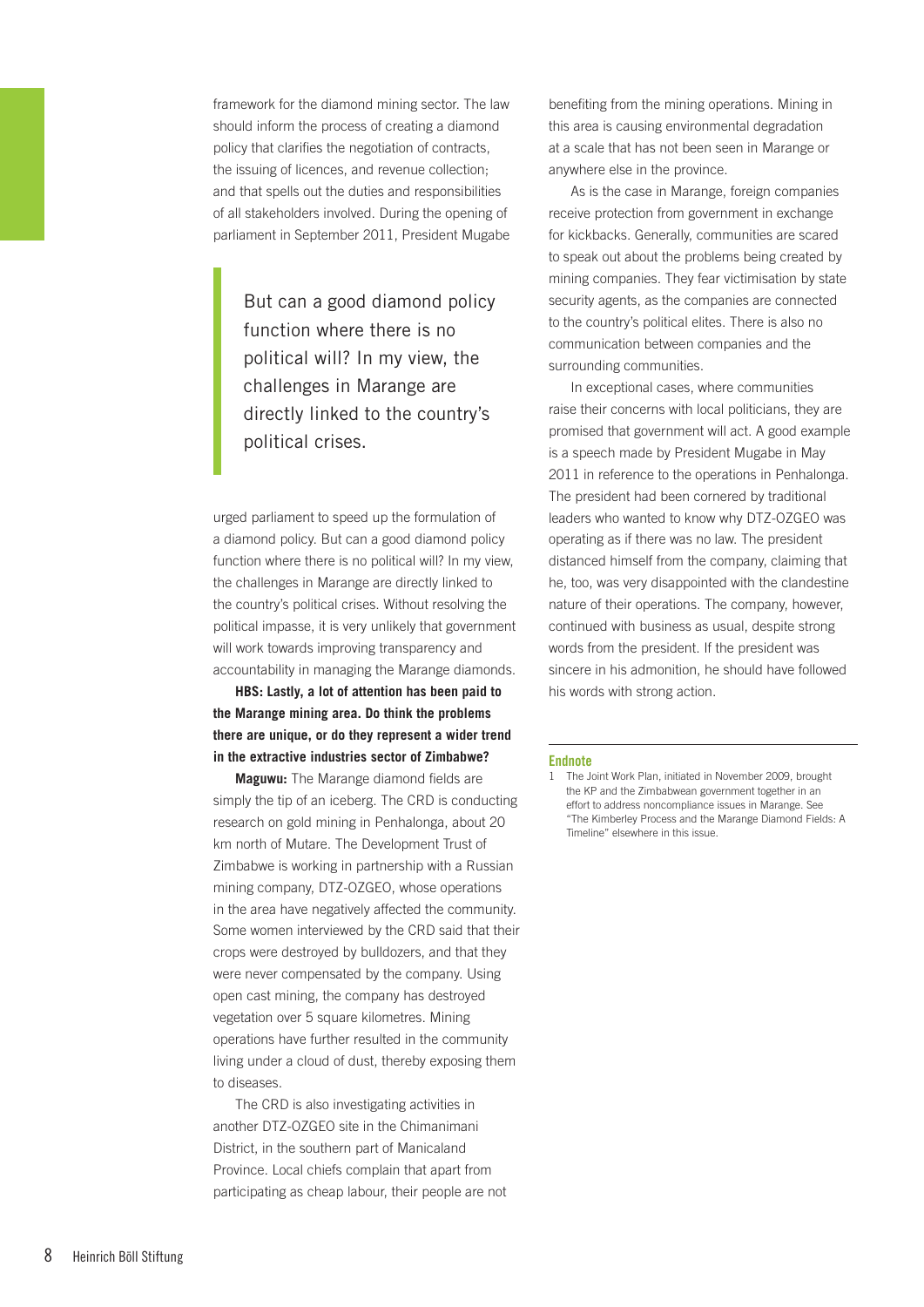framework for the diamond mining sector. The law should inform the process of creating a diamond policy that clarifies the negotiation of contracts, the issuing of licences, and revenue collection; and that spells out the duties and responsibilities of all stakeholders involved. During the opening of parliament in September 2011, President Mugabe urged parliament to speed up the formulation of a diamond policy. But can a good diamond policy function where there is no political will? In my view, the challenges in Marange are directly linked to the country's political crises. Without resolving the political impasse, it is very unlikely that government will work towards improving transparency and accountability in managing the Marange diamonds.

> But can a good diamond policy function where there is no political will? In my view, the challenges in Marange are directly linked to the country's political crises.

**HBS: Lastly, a lot of attention has been paid to the Marange mining area. Do think the problems there are unique, or do they represent a wider trend in the extractive industries sector of Zimbabwe?**

**Maguwu:** The Marange diamond fields are simply the tip of an iceberg. The CRD is conducting research on gold mining in Penhalonga, about 20 km north of Mutare. The Development Trust of Zimbabwe is working in partnership with a Russian mining company, DTZ-OZGEO, whose operations in the area have negatively affected the community. Some women interviewed by the CRD said that their crops were destroyed by bulldozers, and that they were never compensated by the company. Using open cast mining, the company has destroyed vegetation over 5 square kilometres. Mining operations have further resulted in the community living under a cloud of dust, thereby exposing them to diseases.

The CRD is also investigating activities in another DTZ-OZGEO site in the Chimanimani District, in the southern part of Manicaland Province. Local chiefs complain that apart from participating as cheap labour, their people are not benefiting from the mining operations. Mining in this area is causing environmental degradation at a scale that has not been seen in Marange or anywhere else in the province.

As is the case in Marange, foreign companies receive protection from government in exchange for kickbacks. Generally, communities are scared to speak out about the problems being created by mining companies. They fear victimisation by state security agents, as the companies are connected to the country's political elites. There is also no communication between companies and the surrounding communities.

In exceptional cases, where communities raise their concerns with local politicians, they are promised that government will act. A good example is a speech made by President Mugabe in May 2011 in reference to the operations in Penhalonga. The president had been cornered by traditional leaders who wanted to know why DTZ-OZGEO was operating as if there was no law. The president distanced himself from the company, claiming that he, too, was very disappointed with the clandestine nature of their operations. The company, however, continued with business as usual, despite strong words from the president. If the president was sincere in his admonition, he should have followed his words with strong action.

---

**Endnote**

1 The Joint Work Plan, initiated in November 2009, brought the KP and the Zimbabwean government together in an effort to address noncompliance issues in Marange. See "The Kimberley Process and the Marange Diamond Fields: A Timeline" elsewhere in this issue.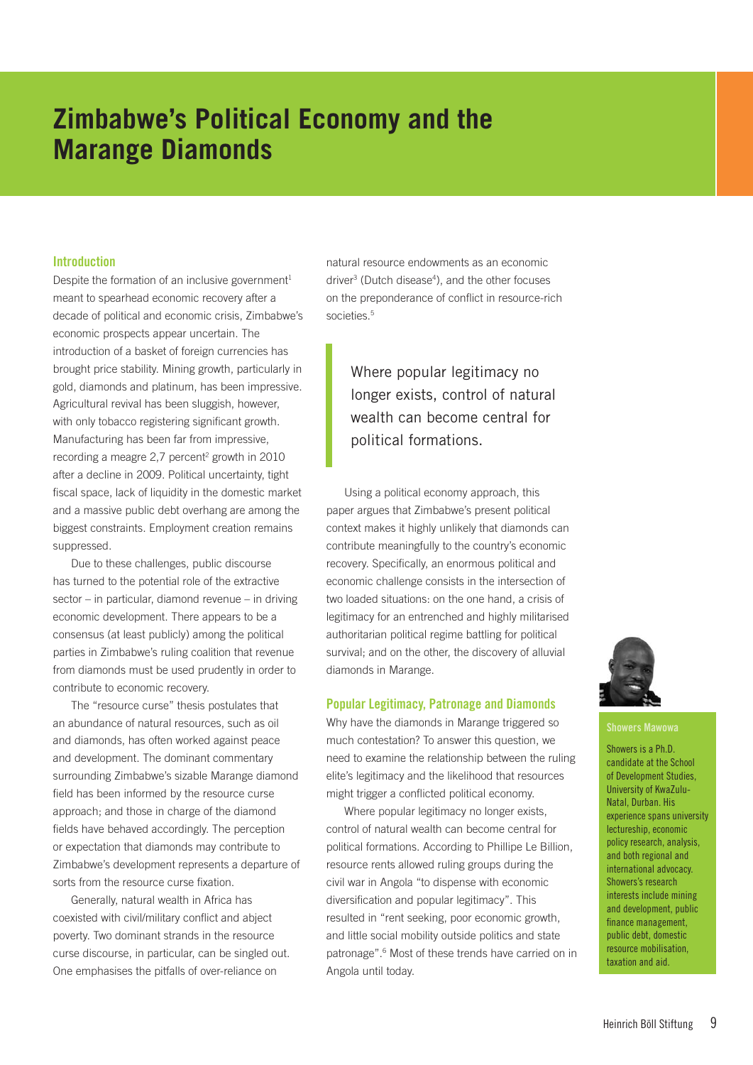# Zimbabwe's Political Economy and the Marange Diamonds

## Introduction

Despite the formation of an inclusive government[1] meant to spearhead economic recovery after a decade of political and economic crisis, Zimbabwe's economic prospects appear uncertain. The introduction of a basket of foreign currencies has brought price stability. Mining growth, particularly in gold, diamonds and platinum, has been impressive. Agricultural revival has been sluggish, however, with only tobacco registering significant growth. Manufacturing has been far from impressive, recording a meagre 2,7 percent[2] growth in 2010 after a decline in 2009. Political uncertainty, tight fiscal space, lack of liquidity in the domestic market and a massive public debt overhang are among the biggest constraints. Employment creation remains suppressed.

Due to these challenges, public discourse has turned to the potential role of the extractive sector – in particular, diamond revenue – in driving economic development. There appears to be a consensus (at least publicly) among the political parties in Zimbabwe's ruling coalition that revenue from diamonds must be used prudently in order to contribute to economic recovery.

The "resource curse" thesis postulates that an abundance of natural resources, such as oil and diamonds, has often worked against peace and development. The dominant commentary surrounding Zimbabwe's sizable Marange diamond field has been informed by the resource curse approach; and those in charge of the diamond fields have behaved accordingly. The perception or expectation that diamonds may contribute to Zimbabwe's development represents a departure of sorts from the resource curse fixation.

Generally, natural wealth in Africa has coexisted with civil/military conflict and abject poverty. Two dominant strands in the resource curse discourse, in particular, can be singled out. One emphasises the pitfalls of over-reliance on natural resource endowments as an economic driver[3] (Dutch disease[4]), and the other focuses on the preponderance of conflict in resource-rich societies.[5]

> Where popular legitimacy no longer exists, control of natural wealth can become central for political formations.

Using a political economy approach, this paper argues that Zimbabwe's present political context makes it highly unlikely that diamonds can contribute meaningfully to the country's economic recovery. Specifically, an enormous political and economic challenge consists in the intersection of two loaded situations: on the one hand, a crisis of legitimacy for an entrenched and highly militarised authoritarian political regime battling for political survival; and on the other, the discovery of alluvial diamonds in Marange.

## Popular Legitimacy, Patronage and Diamonds

Why have the diamonds in Marange triggered so much contestation? To answer this question, we need to examine the relationship between the ruling elite's legitimacy and the likelihood that resources might trigger a conflicted political economy.

Where popular legitimacy no longer exists, control of natural wealth can become central for political formations. According to Phillipe Le Billion, resource rents allowed ruling groups during the civil war in Angola "to dispense with economic diversification and popular legitimacy". This resulted in "rent seeking, poor economic growth, and little social mobility outside politics and state patronage".[6] Most of these trends have carried on in Angola until today.

**Showers Mawowa**

Showers is a Ph.D. candidate at the School of Development Studies, University of KwaZulu-Natal, Durban. His experience spans university lectureship, economic policy research, analysis, and both regional and international advocacy. Showers's research interests include mining and development, public finance management, public debt, domestic resource mobilisation, taxation and aid.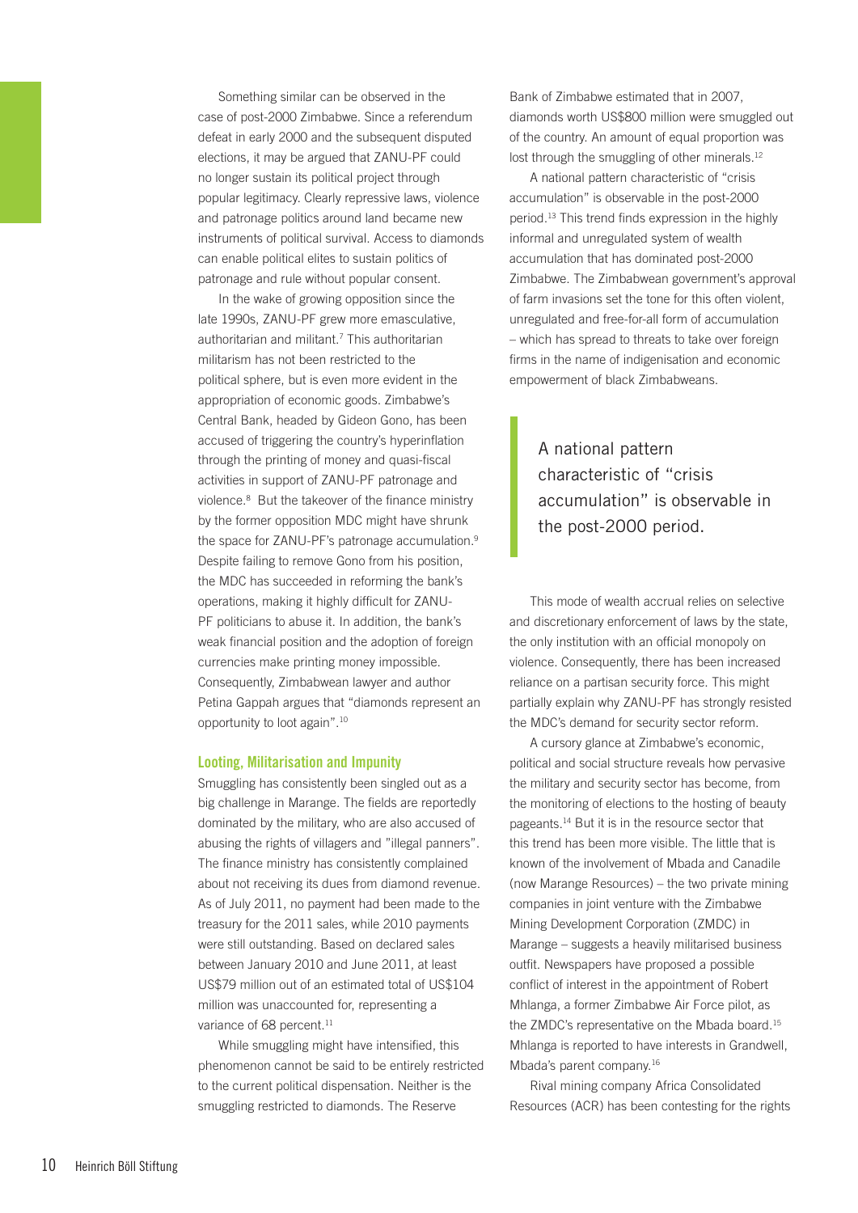Something similar can be observed in the case of post-2000 Zimbabwe. Since a referendum defeat in early 2000 and the subsequent disputed elections, it may be argued that ZANU-PF could no longer sustain its political project through popular legitimacy. Clearly repressive laws, violence and patronage politics around land became new instruments of political survival. Access to diamonds can enable political elites to sustain politics of patronage and rule without popular consent.

In the wake of growing opposition since the late 1990s, ZANU-PF grew more emasculative, authoritarian and militant.[7] This authoritarian militarism has not been restricted to the political sphere, but is even more evident in the appropriation of economic goods. Zimbabwe's Central Bank, headed by Gideon Gono, has been accused of triggering the country's hyperinflation through the printing of money and quasi-fiscal activities in support of ZANU-PF patronage and violence.[8] But the takeover of the finance ministry by the former opposition MDC might have shrunk the space for ZANU-PF's patronage accumulation.[9] Despite failing to remove Gono from his position, the MDC has succeeded in reforming the bank's operations, making it highly difficult for ZANU-PF politicians to abuse it. In addition, the bank's weak financial position and the adoption of foreign currencies make printing money impossible. Consequently, Zimbabwean lawyer and author Petina Gappah argues that "diamonds represent an opportunity to loot again".[10]

### Looting, Militarisation and Impunity

Smuggling has consistently been singled out as a big challenge in Marange. The fields are reportedly dominated by the military, who are also accused of abusing the rights of villagers and "illegal panners". The finance ministry has consistently complained about not receiving its dues from diamond revenue. As of July 2011, no payment had been made to the treasury for the 2011 sales, while 2010 payments were still outstanding. Based on declared sales between January 2010 and June 2011, at least US$79 million out of an estimated total of US$104 million was unaccounted for, representing a variance of 68 percent.[11]

While smuggling might have intensified, this phenomenon cannot be said to be entirely restricted to the current political dispensation. Neither is the smuggling restricted to diamonds. The Reserve Bank of Zimbabwe estimated that in 2007, diamonds worth US$800 million were smuggled out of the country. An amount of equal proportion was lost through the smuggling of other minerals.[12]

A national pattern characteristic of "crisis accumulation" is observable in the post-2000 period.[13] This trend finds expression in the highly informal and unregulated system of wealth accumulation that has dominated post-2000 Zimbabwe. The Zimbabwean government's approval of farm invasions set the tone for this often violent, unregulated and free-for-all form of accumulation – which has spread to threats to take over foreign firms in the name of indigenisation and economic empowerment of black Zimbabweans.

> A national pattern characteristic of "crisis accumulation" is observable in the post-2000 period.

This mode of wealth accrual relies on selective and discretionary enforcement of laws by the state, the only institution with an official monopoly on violence. Consequently, there has been increased reliance on a partisan security force. This might partially explain why ZANU-PF has strongly resisted the MDC's demand for security sector reform.

A cursory glance at Zimbabwe's economic, political and social structure reveals how pervasive the military and security sector has become, from the monitoring of elections to the hosting of beauty pageants.[14] But it is in the resource sector that this trend has been more visible. The little that is known of the involvement of Mbada and Canadile (now Marange Resources) – the two private mining companies in joint venture with the Zimbabwe Mining Development Corporation (ZMDC) in Marange – suggests a heavily militarised business outfit. Newspapers have proposed a possible conflict of interest in the appointment of Robert Mhlanga, a former Zimbabwe Air Force pilot, as the ZMDC's representative on the Mbada board.[15] Mhlanga is reported to have interests in Grandwell, Mbada's parent company.[16]

Rival mining company Africa Consolidated Resources (ACR) has been contesting for the rights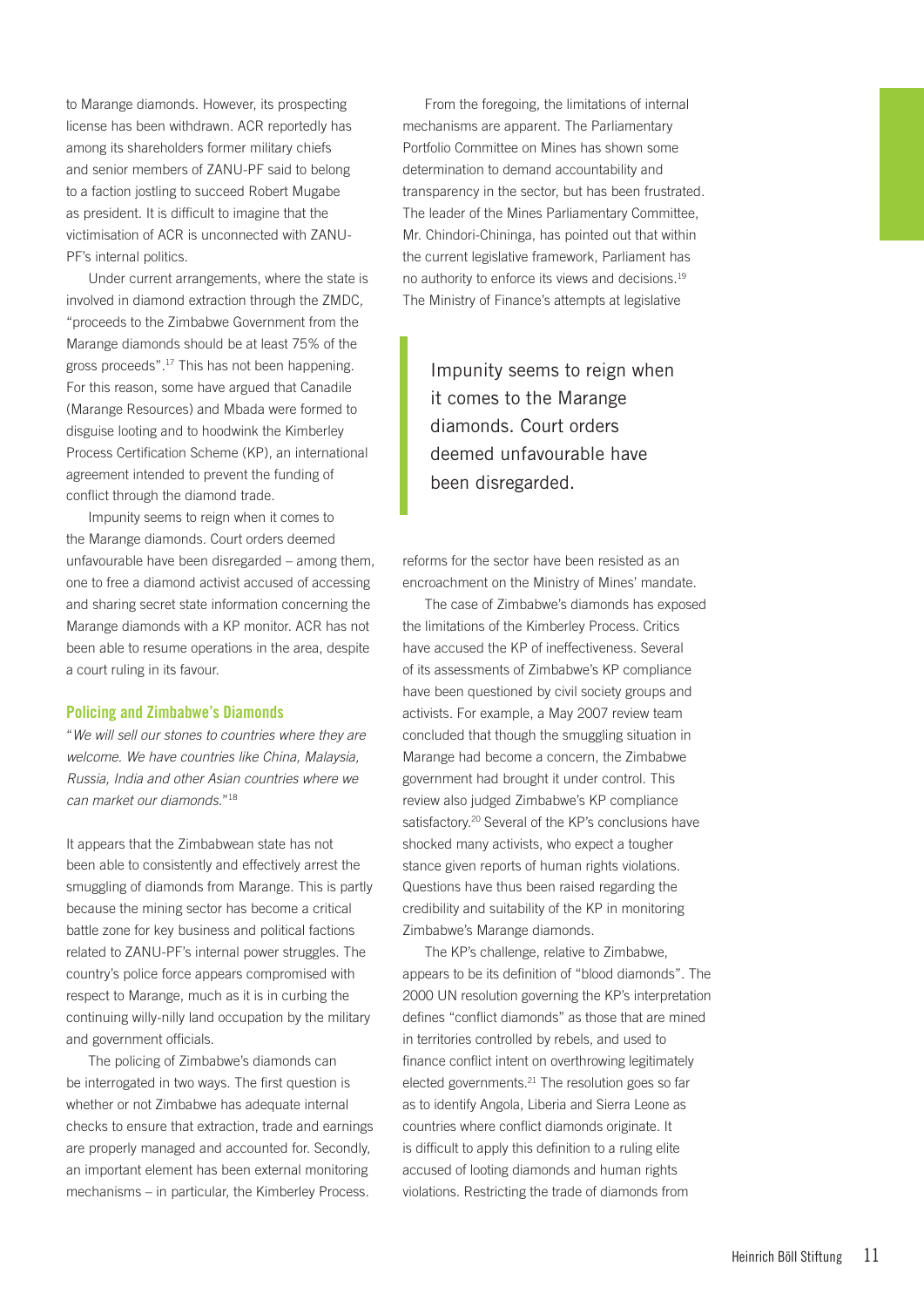to Marange diamonds. However, its prospecting license has been withdrawn. ACR reportedly has among its shareholders former military chiefs and senior members of ZANU-PF said to belong to a faction jostling to succeed Robert Mugabe as president. It is difficult to imagine that the victimisation of ACR is unconnected with ZANU-PF's internal politics.

Under current arrangements, where the state is involved in diamond extraction through the ZMDC, "proceeds to the Zimbabwe Government from the Marange diamonds should be at least 75% of the gross proceeds".[17] This has not been happening. For this reason, some have argued that Canadile (Marange Resources) and Mbada were formed to disguise looting and to hoodwink the Kimberley Process Certification Scheme (KP), an international agreement intended to prevent the funding of conflict through the diamond trade.

Impunity seems to reign when it comes to the Marange diamonds. Court orders deemed unfavourable have been disregarded – among them, one to free a diamond activist accused of accessing and sharing secret state information concerning the Marange diamonds with a KP monitor. ACR has not been able to resume operations in the area, despite a court ruling in its favour.

## Policing and Zimbabwe's Diamonds

"*We will sell our stones to countries where they are welcome. We have countries like China, Malaysia, Russia, India and other Asian countries where we can market our diamonds.*"[18]

It appears that the Zimbabwean state has not been able to consistently and effectively arrest the smuggling of diamonds from Marange. This is partly because the mining sector has become a critical battle zone for key business and political factions related to ZANU-PF's internal power struggles. The country's police force appears compromised with respect to Marange, much as it is in curbing the continuing willy-nilly land occupation by the military and government officials.

The policing of Zimbabwe's diamonds can be interrogated in two ways. The first question is whether or not Zimbabwe has adequate internal checks to ensure that extraction, trade and earnings are properly managed and accounted for. Secondly, an important element has been external monitoring mechanisms – in particular, the Kimberley Process.

From the foregoing, the limitations of internal mechanisms are apparent. The Parliamentary Portfolio Committee on Mines has shown some determination to demand accountability and transparency in the sector, but has been frustrated. The leader of the Mines Parliamentary Committee, Mr. Chindori-Chininga, has pointed out that within the current legislative framework, Parliament has no authority to enforce its views and decisions.[19] The Ministry of Finance's attempts at legislative reforms for the sector have been resisted as an encroachment on the Ministry of Mines' mandate.

> Impunity seems to reign when it comes to the Marange diamonds. Court orders deemed unfavourable have been disregarded.

The case of Zimbabwe's diamonds has exposed the limitations of the Kimberley Process. Critics have accused the KP of ineffectiveness. Several of its assessments of Zimbabwe's KP compliance have been questioned by civil society groups and activists. For example, a May 2007 review team concluded that though the smuggling situation in Marange had become a concern, the Zimbabwe government had brought it under control. This review also judged Zimbabwe's KP compliance satisfactory.[20] Several of the KP's conclusions have shocked many activists, who expect a tougher stance given reports of human rights violations. Questions have thus been raised regarding the credibility and suitability of the KP in monitoring Zimbabwe's Marange diamonds.

The KP's challenge, relative to Zimbabwe, appears to be its definition of "blood diamonds". The 2000 UN resolution governing the KP's interpretation defines "conflict diamonds" as those that are mined in territories controlled by rebels, and used to finance conflict intent on overthrowing legitimately elected governments.[21] The resolution goes so far as to identify Angola, Liberia and Sierra Leone as countries where conflict diamonds originate. It is difficult to apply this definition to a ruling elite accused of looting diamonds and human rights violations. Restricting the trade of diamonds from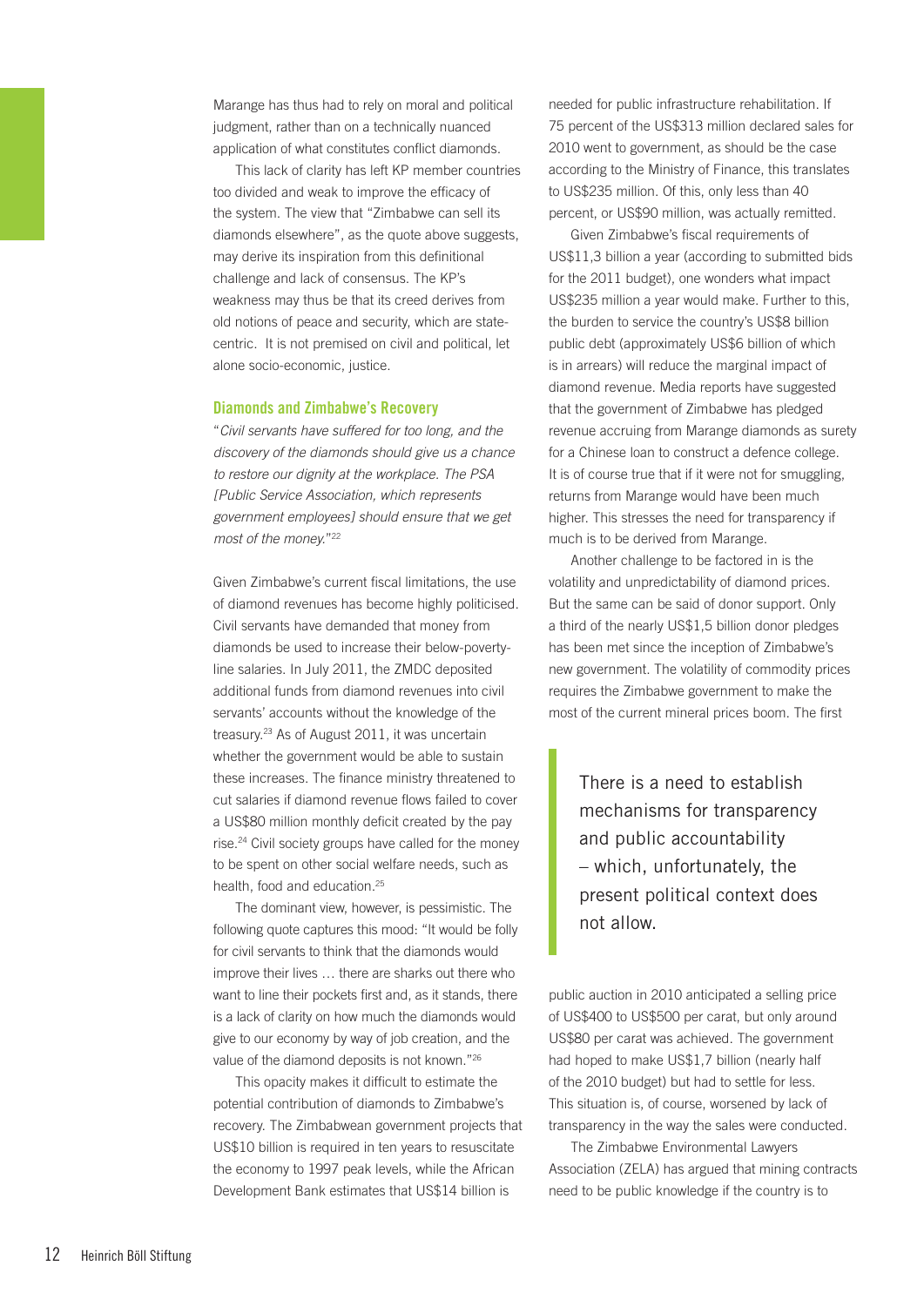Marange has thus had to rely on moral and political judgment, rather than on a technically nuanced application of what constitutes conflict diamonds.

This lack of clarity has left KP member countries too divided and weak to improve the efficacy of the system. The view that "Zimbabwe can sell its diamonds elsewhere", as the quote above suggests, may derive its inspiration from this definitional challenge and lack of consensus. The KP's weakness may thus be that its creed derives from old notions of peace and security, which are state-centric. It is not premised on civil and political, let alone socio-economic, justice.

## Diamonds and Zimbabwe's Recovery

"*Civil servants have suffered for too long, and the discovery of the diamonds should give us a chance to restore our dignity at the workplace. The PSA [Public Service Association, which represents government employees] should ensure that we get most of the money.*"[22]

Given Zimbabwe's current fiscal limitations, the use of diamond revenues has become highly politicised. Civil servants have demanded that money from diamonds be used to increase their below-poverty-line salaries. In July 2011, the ZMDC deposited additional funds from diamond revenues into civil servants' accounts without the knowledge of the treasury.[23] As of August 2011, it was uncertain whether the government would be able to sustain these increases. The finance ministry threatened to cut salaries if diamond revenue flows failed to cover a US$80 million monthly deficit created by the pay rise.[24] Civil society groups have called for the money to be spent on other social welfare needs, such as health, food and education.[25]

The dominant view, however, is pessimistic. The following quote captures this mood: "It would be folly for civil servants to think that the diamonds would improve their lives … there are sharks out there who want to line their pockets first and, as it stands, there is a lack of clarity on how much the diamonds would give to our economy by way of job creation, and the value of the diamond deposits is not known."[26]

This opacity makes it difficult to estimate the potential contribution of diamonds to Zimbabwe's recovery. The Zimbabwean government projects that US$10 billion is required in ten years to resuscitate the economy to 1997 peak levels, while the African Development Bank estimates that US$14 billion is needed for public infrastructure rehabilitation. If 75 percent of the US$313 million declared sales for 2010 went to government, as should be the case according to the Ministry of Finance, this translates to US$235 million. Of this, only less than 40 percent, or US$90 million, was actually remitted.

Given Zimbabwe's fiscal requirements of US$11,3 billion a year (according to submitted bids for the 2011 budget), one wonders what impact US$235 million a year would make. Further to this, the burden to service the country's US$8 billion public debt (approximately US$6 billion of which is in arrears) will reduce the marginal impact of diamond revenue. Media reports have suggested that the government of Zimbabwe has pledged revenue accruing from Marange diamonds as surety for a Chinese loan to construct a defence college. It is of course true that if it were not for smuggling, returns from Marange would have been much higher. This stresses the need for transparency if much is to be derived from Marange.

Another challenge to be factored in is the volatility and unpredictability of diamond prices. But the same can be said of donor support. Only a third of the nearly US$1,5 billion donor pledges has been met since the inception of Zimbabwe's new government. The volatility of commodity prices requires the Zimbabwe government to make the most of the current mineral prices boom. The first public auction in 2010 anticipated a selling price of US$400 to US$500 per carat, but only around US$80 per carat was achieved. The government had hoped to make US$1,7 billion (nearly half of the 2010 budget) but had to settle for less. This situation is, of course, worsened by lack of transparency in the way the sales were conducted.

> There is a need to establish mechanisms for transparency and public accountability – which, unfortunately, the present political context does not allow.

The Zimbabwe Environmental Lawyers Association (ZELA) has argued that mining contracts need to be public knowledge if the country is to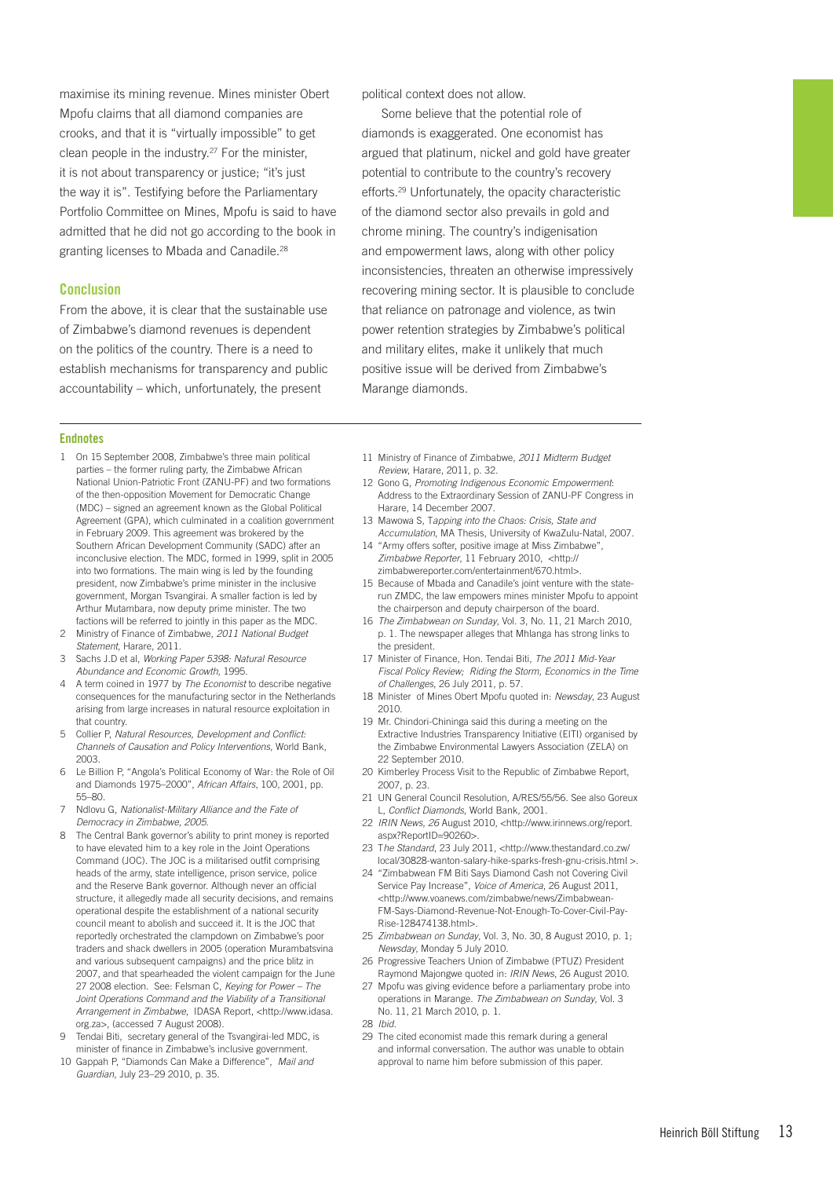maximise its mining revenue. Mines minister Obert Mpofu claims that all diamond companies are crooks, and that it is "virtually impossible" to get clean people in the industry.[27] For the minister, it is not about transparency or justice; "it's just the way it is". Testifying before the Parliamentary Portfolio Committee on Mines, Mpofu is said to have admitted that he did not go according to the book in granting licenses to Mbada and Canadile.[28]

## Conclusion

From the above, it is clear that the sustainable use of Zimbabwe's diamond revenues is dependent on the politics of the country. There is a need to establish mechanisms for transparency and public accountability – which, unfortunately, the present political context does not allow.

Some believe that the potential role of diamonds is exaggerated. One economist has argued that platinum, nickel and gold have greater potential to contribute to the country's recovery efforts.[29] Unfortunately, the opacity characteristic of the diamond sector also prevails in gold and chrome mining. The country's indigenisation and empowerment laws, along with other policy inconsistencies, threaten an otherwise impressively recovering mining sector. It is plausible to conclude that reliance on patronage and violence, as twin power retention strategies by Zimbabwe's political and military elites, make it unlikely that much positive issue will be derived from Zimbabwe's Marange diamonds.

### Endnotes

1. On 15 September 2008, Zimbabwe's three main political parties – the former ruling party, the Zimbabwe African National Union-Patriotic Front (ZANU-PF) and two formations of the then-opposition Movement for Democratic Change (MDC) – signed an agreement known as the Global Political Agreement (GPA), which culminated in a coalition government in February 2009. This agreement was brokered by the Southern African Development Community (SADC) after an inconclusive election. The MDC, formed in 1999, split in 2005 into two formations. The main wing is led by the founding president, now Zimbabwe's prime minister in the inclusive government, Morgan Tsvangirai. A smaller faction is led by Arthur Mutambara, now deputy prime minister. The two factions will be referred to jointly in this paper as the MDC.
2. Ministry of Finance of Zimbabwe, *2011 National Budget Statement*, Harare, 2011.
3. Sachs J.D et al, *Working Paper 5398: Natural Resource Abundance and Economic Growth*, 1995.
4. A term coined in 1977 by *The Economist* to describe negative consequences for the manufacturing sector in the Netherlands arising from large increases in natural resource exploitation in that country.
5. Collier P, *Natural Resources, Development and Conflict: Channels of Causation and Policy Interventions*, World Bank, 2003.
6. Le Billion P, "Angola's Political Economy of War: the Role of Oil and Diamonds 1975–2000", *African Affairs*, 100, 2001, pp. 55–80.
7. Ndlovu G, *Nationalist-Military Alliance and the Fate of Democracy in Zimbabwe, 2005.*
8. The Central Bank governor's ability to print money is reported to have elevated him to a key role in the Joint Operations Command (JOC). The JOC is a militarised outfit comprising heads of the army, state intelligence, prison service, police and the Reserve Bank governor. Although never an official structure, it allegedly made all security decisions, and remains operational despite the establishment of a national security council meant to abolish and succeed it. It is the JOC that reportedly orchestrated the clampdown on Zimbabwe's poor traders and shack dwellers in 2005 (operation Murambatsvina and various subsequent campaigns) and the price blitz in 2007, and that spearheaded the violent campaign for the June 27 2008 election. See: Felsman C, *Keying for Power – The Joint Operations Command and the Viability of a Transitional Arrangement in Zimbabwe*, IDASA Report, <http://www.idasa.org.za>, (accessed 7 August 2008).
9. Tendai Biti, secretary general of the Tsvangirai-led MDC, is minister of finance in Zimbabwe's inclusive government.
10. Gappah P, "Diamonds Can Make a Difference", *Mail and Guardian*, July 23–29 2010, p. 35.
11. Ministry of Finance of Zimbabwe, *2011 Midterm Budget Review*, Harare, 2011, p. 32.
12. Gono G, *Promoting Indigenous Economic Empowerment*: Address to the Extraordinary Session of ZANU-PF Congress in Harare, 14 December 2007.
13. Mawowa S, T*apping into the Chaos: Crisis, State and Accumulation*, MA Thesis, University of KwaZulu-Natal, 2007.
14. "Army offers softer, positive image at Miss Zimbabwe", *Zimbabwe Reporter*, 11 February 2010, <http://zimbabwereporter.com/entertainment/670.html>.
15. Because of Mbada and Canadile's joint venture with the state-run ZMDC, the law empowers mines minister Mpofu to appoint the chairperson and deputy chairperson of the board.
16. *The Zimbabwean on Sunday*, Vol. 3, No. 11, 21 March 2010, p. 1. The newspaper alleges that Mhlanga has strong links to the president.
17. Minister of Finance, Hon. Tendai Biti, *The 2011 Mid-Year Fiscal Policy Review; Riding the Storm, Economics in the Time of Challenges*, 26 July 2011, p. 57.
18. Minister of Mines Obert Mpofu quoted in: *Newsday*, 23 August 2010.
19. Mr. Chindori-Chininga said this during a meeting on the Extractive Industries Transparency Initiative (EITI) organised by the Zimbabwe Environmental Lawyers Association (ZELA) on 22 September 2010.
20. Kimberley Process Visit to the Republic of Zimbabwe Report, 2007, p. 23.
21. UN General Council Resolution, A/RES/55/56. See also Goreux L, *Conflict Diamonds*, World Bank, 2001.
22. *IRIN News, 26* August 2010, <http://www.irinnews.org/report.aspx?ReportID=90260>.
23. T*he Standard*, 23 July 2011, <http://www.thestandard.co.zw/local/30828-wanton-salary-hike-sparks-fresh-gnu-crisis.html >.
24. "Zimbabwean FM Biti Says Diamond Cash not Covering Civil Service Pay Increase", *Voice of America*, 26 August 2011, <http://www.voanews.com/zimbabwe/news/Zimbabwean-FM-Says-Diamond-Revenue-Not-Enough-To-Cover-Civil-Pay-Rise-128474138.html>.
25. *Zimbabwean on Sunday*, Vol. 3, No. 30, 8 August 2010, p. 1; *Newsday*, Monday 5 July 2010.
26. Progressive Teachers Union of Zimbabwe (PTUZ) President Raymond Majongwe quoted in: *IRIN News*, 26 August 2010.
27. Mpofu was giving evidence before a parliamentary probe into operations in Marange. *The Zimbabwean on Sunday*, Vol. 3 No. 11, 21 March 2010, p. 1.
28. *Ibid.*
29. The cited economist made this remark during a general and informal conversation. The author was unable to obtain approval to name him before submission of this paper.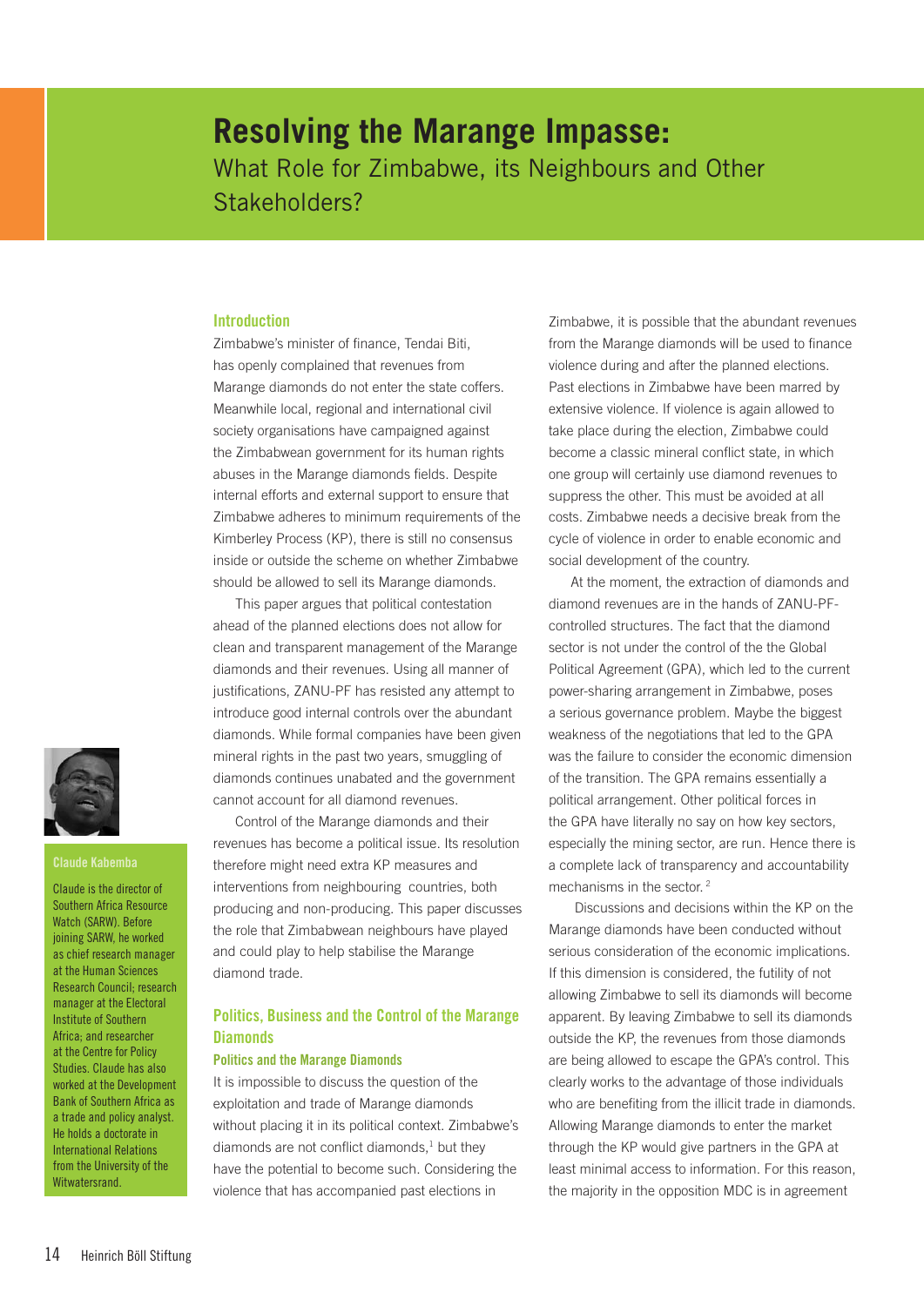# Resolving the Marange Impasse:

What Role for Zimbabwe, its Neighbours and Other Stakeholders?

**Claude Kabemba**

Claude is the director of Southern Africa Resource Watch (SARW). Before joining SARW, he worked as chief research manager at the Human Sciences Research Council; research manager at the Electoral Institute of Southern Africa; and researcher at the Centre for Policy Studies. Claude has also worked at the Development Bank of Southern Africa as a trade and policy analyst. He holds a doctorate in International Relations from the University of the Witwatersrand.

## Introduction

Zimbabwe's minister of finance, Tendai Biti, has openly complained that revenues from Marange diamonds do not enter the state coffers. Meanwhile local, regional and international civil society organisations have campaigned against the Zimbabwean government for its human rights abuses in the Marange diamonds fields. Despite internal efforts and external support to ensure that Zimbabwe adheres to minimum requirements of the Kimberley Process (KP), there is still no consensus inside or outside the scheme on whether Zimbabwe should be allowed to sell its Marange diamonds.

This paper argues that political contestation ahead of the planned elections does not allow for clean and transparent management of the Marange diamonds and their revenues. Using all manner of justifications, ZANU-PF has resisted any attempt to introduce good internal controls over the abundant diamonds. While formal companies have been given mineral rights in the past two years, smuggling of diamonds continues unabated and the government cannot account for all diamond revenues.

Control of the Marange diamonds and their revenues has become a political issue. Its resolution therefore might need extra KP measures and interventions from neighbouring countries, both producing and non-producing. This paper discusses the role that Zimbabwean neighbours have played and could play to help stabilise the Marange diamond trade.

## Politics, Business and the Control of the Marange Diamonds

### Politics and the Marange Diamonds

It is impossible to discuss the question of the exploitation and trade of Marange diamonds without placing it in its political context. Zimbabwe's diamonds are not conflict diamonds,[1] but they have the potential to become such. Considering the violence that has accompanied past elections in Zimbabwe, it is possible that the abundant revenues from the Marange diamonds will be used to finance violence during and after the planned elections. Past elections in Zimbabwe have been marred by extensive violence. If violence is again allowed to take place during the election, Zimbabwe could become a classic mineral conflict state, in which one group will certainly use diamond revenues to suppress the other. This must be avoided at all costs. Zimbabwe needs a decisive break from the cycle of violence in order to enable economic and social development of the country.

At the moment, the extraction of diamonds and diamond revenues are in the hands of ZANU-PF-controlled structures. The fact that the diamond sector is not under the control of the the Global Political Agreement (GPA), which led to the current power-sharing arrangement in Zimbabwe, poses a serious governance problem. Maybe the biggest weakness of the negotiations that led to the GPA was the failure to consider the economic dimension of the transition. The GPA remains essentially a political arrangement. Other political forces in the GPA have literally no say on how key sectors, especially the mining sector, are run. Hence there is a complete lack of transparency and accountability mechanisms in the sector.[2]

Discussions and decisions within the KP on the Marange diamonds have been conducted without serious consideration of the economic implications. If this dimension is considered, the futility of not allowing Zimbabwe to sell its diamonds will become apparent. By leaving Zimbabwe to sell its diamonds outside the KP, the revenues from those diamonds are being allowed to escape the GPA's control. This clearly works to the advantage of those individuals who are benefiting from the illicit trade in diamonds. Allowing Marange diamonds to enter the market through the KP would give partners in the GPA at least minimal access to information. For this reason, the majority in the opposition MDC is in agreement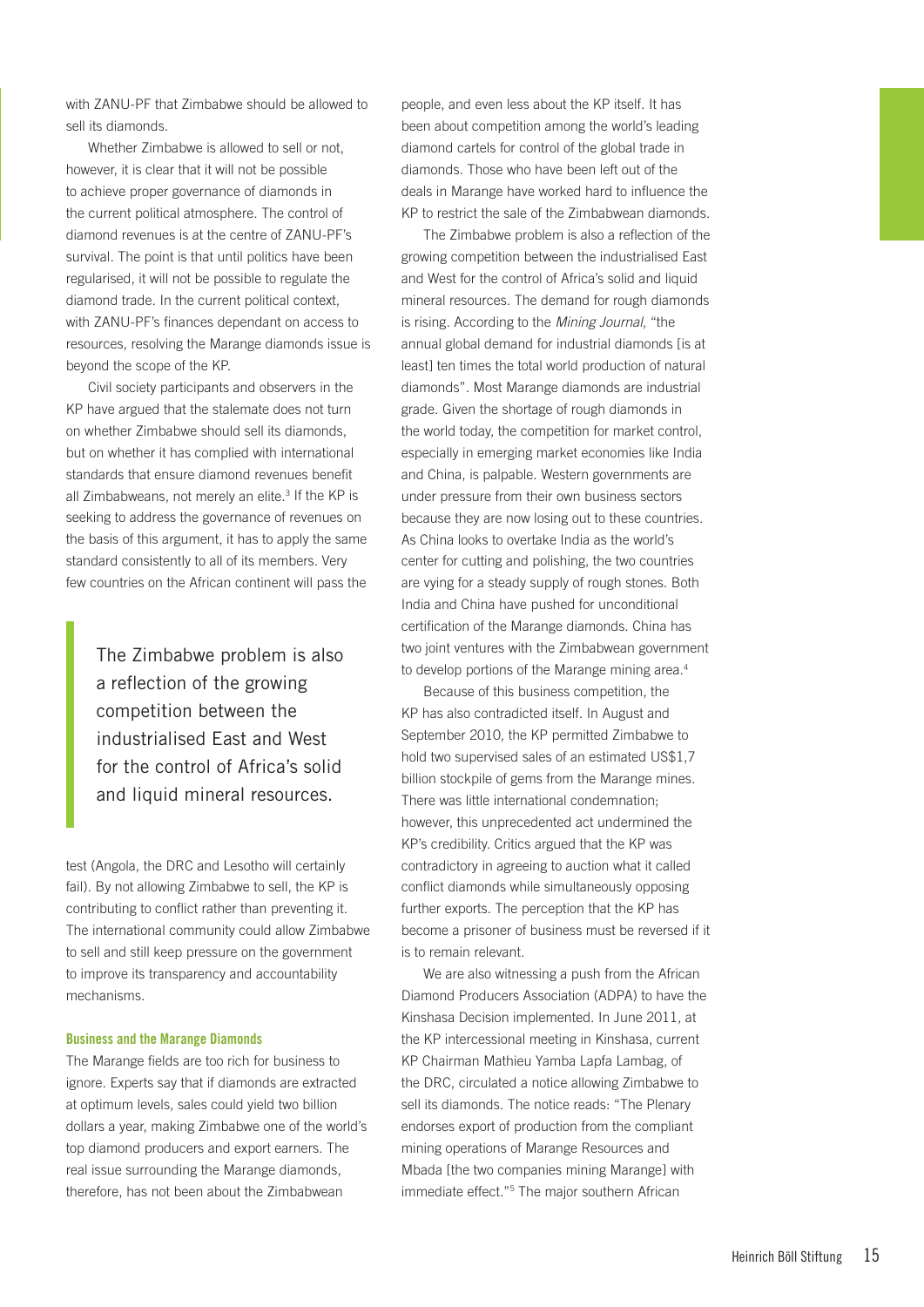with ZANU-PF that Zimbabwe should be allowed to sell its diamonds.

Whether Zimbabwe is allowed to sell or not, however, it is clear that it will not be possible to achieve proper governance of diamonds in the current political atmosphere. The control of diamond revenues is at the centre of ZANU-PF's survival. The point is that until politics have been regularised, it will not be possible to regulate the diamond trade. In the current political context, with ZANU-PF's finances dependant on access to resources, resolving the Marange diamonds issue is beyond the scope of the KP.

Civil society participants and observers in the KP have argued that the stalemate does not turn on whether Zimbabwe should sell its diamonds, but on whether it has complied with international standards that ensure diamond revenues benefit all Zimbabweans, not merely an elite.[3] If the KP is seeking to address the governance of revenues on the basis of this argument, it has to apply the same standard consistently to all of its members. Very few countries on the African continent will pass the test (Angola, the DRC and Lesotho will certainly fail). By not allowing Zimbabwe to sell, the KP is contributing to conflict rather than preventing it. The international community could allow Zimbabwe to sell and still keep pressure on the government to improve its transparency and accountability mechanisms.

> The Zimbabwe problem is also a reflection of the growing competition between the industrialised East and West for the control of Africa's solid and liquid mineral resources.

#### Business and the Marange Diamonds

The Marange fields are too rich for business to ignore. Experts say that if diamonds are extracted at optimum levels, sales could yield two billion dollars a year, making Zimbabwe one of the world's top diamond producers and export earners. The real issue surrounding the Marange diamonds, therefore, has not been about the Zimbabwean people, and even less about the KP itself. It has been about competition among the world's leading diamond cartels for control of the global trade in diamonds. Those who have been left out of the deals in Marange have worked hard to influence the KP to restrict the sale of the Zimbabwean diamonds.

The Zimbabwe problem is also a reflection of the growing competition between the industrialised East and West for the control of Africa's solid and liquid mineral resources. The demand for rough diamonds is rising. According to the *Mining Journal*, "the annual global demand for industrial diamonds [is at least] ten times the total world production of natural diamonds". Most Marange diamonds are industrial grade. Given the shortage of rough diamonds in the world today, the competition for market control, especially in emerging market economies like India and China, is palpable. Western governments are under pressure from their own business sectors because they are now losing out to these countries. As China looks to overtake India as the world's center for cutting and polishing, the two countries are vying for a steady supply of rough stones. Both India and China have pushed for unconditional certification of the Marange diamonds. China has two joint ventures with the Zimbabwean government to develop portions of the Marange mining area.[4]

Because of this business competition, the KP has also contradicted itself. In August and September 2010, the KP permitted Zimbabwe to hold two supervised sales of an estimated US$1,7 billion stockpile of gems from the Marange mines. There was little international condemnation; however, this unprecedented act undermined the KP's credibility. Critics argued that the KP was contradictory in agreeing to auction what it called conflict diamonds while simultaneously opposing further exports. The perception that the KP has become a prisoner of business must be reversed if it is to remain relevant.

We are also witnessing a push from the African Diamond Producers Association (ADPA) to have the Kinshasa Decision implemented. In June 2011, at the KP intercessional meeting in Kinshasa, current KP Chairman Mathieu Yamba Lapfa Lambag, of the DRC, circulated a notice allowing Zimbabwe to sell its diamonds. The notice reads: "The Plenary endorses export of production from the compliant mining operations of Marange Resources and Mbada [the two companies mining Marange] with immediate effect."[5] The major southern African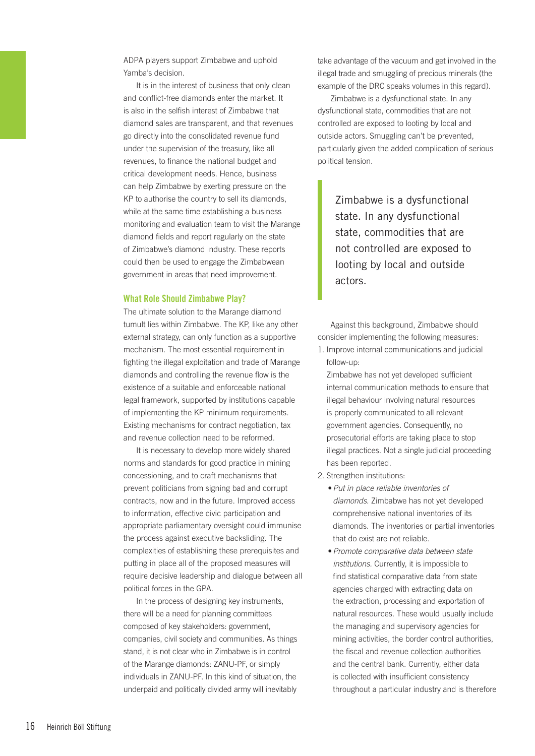ADPA players support Zimbabwe and uphold Yamba's decision.

It is in the interest of business that only clean and conflict-free diamonds enter the market. It is also in the selfish interest of Zimbabwe that diamond sales are transparent, and that revenues go directly into the consolidated revenue fund under the supervision of the treasury, like all revenues, to finance the national budget and critical development needs. Hence, business can help Zimbabwe by exerting pressure on the KP to authorise the country to sell its diamonds, while at the same time establishing a business monitoring and evaluation team to visit the Marange diamond fields and report regularly on the state of Zimbabwe's diamond industry. These reports could then be used to engage the Zimbabwean government in areas that need improvement.

### What Role Should Zimbabwe Play?

The ultimate solution to the Marange diamond tumult lies within Zimbabwe. The KP, like any other external strategy, can only function as a supportive mechanism. The most essential requirement in fighting the illegal exploitation and trade of Marange diamonds and controlling the revenue flow is the existence of a suitable and enforceable national legal framework, supported by institutions capable of implementing the KP minimum requirements. Existing mechanisms for contract negotiation, tax and revenue collection need to be reformed.

It is necessary to develop more widely shared norms and standards for good practice in mining concessioning, and to craft mechanisms that prevent politicians from signing bad and corrupt contracts, now and in the future. Improved access to information, effective civic participation and appropriate parliamentary oversight could immunise the process against executive backsliding. The complexities of establishing these prerequisites and putting in place all of the proposed measures will require decisive leadership and dialogue between all political forces in the GPA.

In the process of designing key instruments, there will be a need for planning committees composed of key stakeholders: government, companies, civil society and communities. As things stand, it is not clear who in Zimbabwe is in control of the Marange diamonds: ZANU-PF, or simply individuals in ZANU-PF. In this kind of situation, the underpaid and politically divided army will inevitably take advantage of the vacuum and get involved in the illegal trade and smuggling of precious minerals (the example of the DRC speaks volumes in this regard).

Zimbabwe is a dysfunctional state. In any dysfunctional state, commodities that are not controlled are exposed to looting by local and outside actors. Smuggling can't be prevented, particularly given the added complication of serious political tension.

> Zimbabwe is a dysfunctional state. In any dysfunctional state, commodities that are not controlled are exposed to looting by local and outside actors.

Against this background, Zimbabwe should consider implementing the following measures:

1. Improve internal communications and judicial follow-up:

   Zimbabwe has not yet developed sufficient internal communication methods to ensure that illegal behaviour involving natural resources is properly communicated to all relevant government agencies. Consequently, no prosecutorial efforts are taking place to stop illegal practices. Not a single judicial proceeding has been reported.

2. Strengthen institutions:
   - *Put in place reliable inventories of diamonds.* Zimbabwe has not yet developed comprehensive national inventories of its diamonds. The inventories or partial inventories that do exist are not reliable.
   - *Promote comparative data between state institutions.* Currently, it is impossible to find statistical comparative data from state agencies charged with extracting data on the extraction, processing and exportation of natural resources. These would usually include the managing and supervisory agencies for mining activities, the border control authorities, the fiscal and revenue collection authorities and the central bank. Currently, either data is collected with insufficient consistency throughout a particular industry and is therefore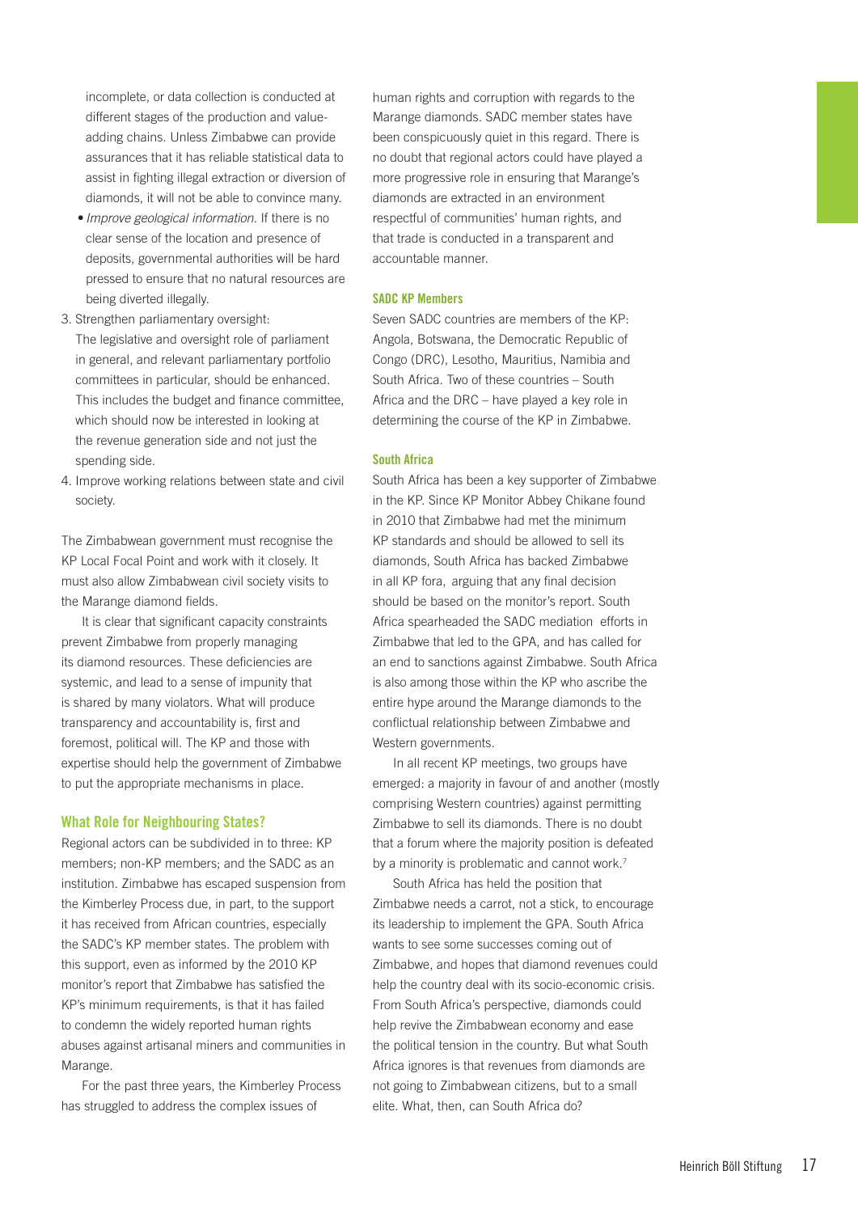incomplete, or data collection is conducted at different stages of the production and value-adding chains. Unless Zimbabwe can provide assurances that it has reliable statistical data to assist in fighting illegal extraction or diversion of diamonds, it will not be able to convince many.

- *Improve geological information.* If there is no clear sense of the location and presence of deposits, governmental authorities will be hard pressed to ensure that no natural resources are being diverted illegally.

3. Strengthen parliamentary oversight: The legislative and oversight role of parliament in general, and relevant parliamentary portfolio committees in particular, should be enhanced. This includes the budget and finance committee, which should now be interested in looking at the revenue generation side and not just the spending side.
4. Improve working relations between state and civil society.

The Zimbabwean government must recognise the KP Local Focal Point and work with it closely. It must also allow Zimbabwean civil society visits to the Marange diamond fields.

It is clear that significant capacity constraints prevent Zimbabwe from properly managing its diamond resources. These deficiencies are systemic, and lead to a sense of impunity that is shared by many violators. What will produce transparency and accountability is, first and foremost, political will. The KP and those with expertise should help the government of Zimbabwe to put the appropriate mechanisms in place.

## What Role for Neighbouring States?

Regional actors can be subdivided in to three: KP members; non-KP members; and the SADC as an institution. Zimbabwe has escaped suspension from the Kimberley Process due, in part, to the support it has received from African countries, especially the SADC's KP member states. The problem with this support, even as informed by the 2010 KP monitor's report that Zimbabwe has satisfied the KP's minimum requirements, is that it has failed to condemn the widely reported human rights abuses against artisanal miners and communities in Marange.

For the past three years, the Kimberley Process has struggled to address the complex issues of human rights and corruption with regards to the Marange diamonds. SADC member states have been conspicuously quiet in this regard. There is no doubt that regional actors could have played a more progressive role in ensuring that Marange's diamonds are extracted in an environment respectful of communities' human rights, and that trade is conducted in a transparent and accountable manner.

### SADC KP Members

Seven SADC countries are members of the KP: Angola, Botswana, the Democratic Republic of Congo (DRC), Lesotho, Mauritius, Namibia and South Africa. Two of these countries – South Africa and the DRC – have played a key role in determining the course of the KP in Zimbabwe.

### South Africa

South Africa has been a key supporter of Zimbabwe in the KP. Since KP Monitor Abbey Chikane found in 2010 that Zimbabwe had met the minimum KP standards and should be allowed to sell its diamonds, South Africa has backed Zimbabwe in all KP fora, arguing that any final decision should be based on the monitor's report. South Africa spearheaded the SADC mediation efforts in Zimbabwe that led to the GPA, and has called for an end to sanctions against Zimbabwe. South Africa is also among those within the KP who ascribe the entire hype around the Marange diamonds to the conflictual relationship between Zimbabwe and Western governments.

In all recent KP meetings, two groups have emerged: a majority in favour of and another (mostly comprising Western countries) against permitting Zimbabwe to sell its diamonds. There is no doubt that a forum where the majority position is defeated by a minority is problematic and cannot work.[7]

South Africa has held the position that Zimbabwe needs a carrot, not a stick, to encourage its leadership to implement the GPA. South Africa wants to see some successes coming out of Zimbabwe, and hopes that diamond revenues could help the country deal with its socio-economic crisis. From South Africa's perspective, diamonds could help revive the Zimbabwean economy and ease the political tension in the country. But what South Africa ignores is that revenues from diamonds are not going to Zimbabwean citizens, but to a small elite. What, then, can South Africa do?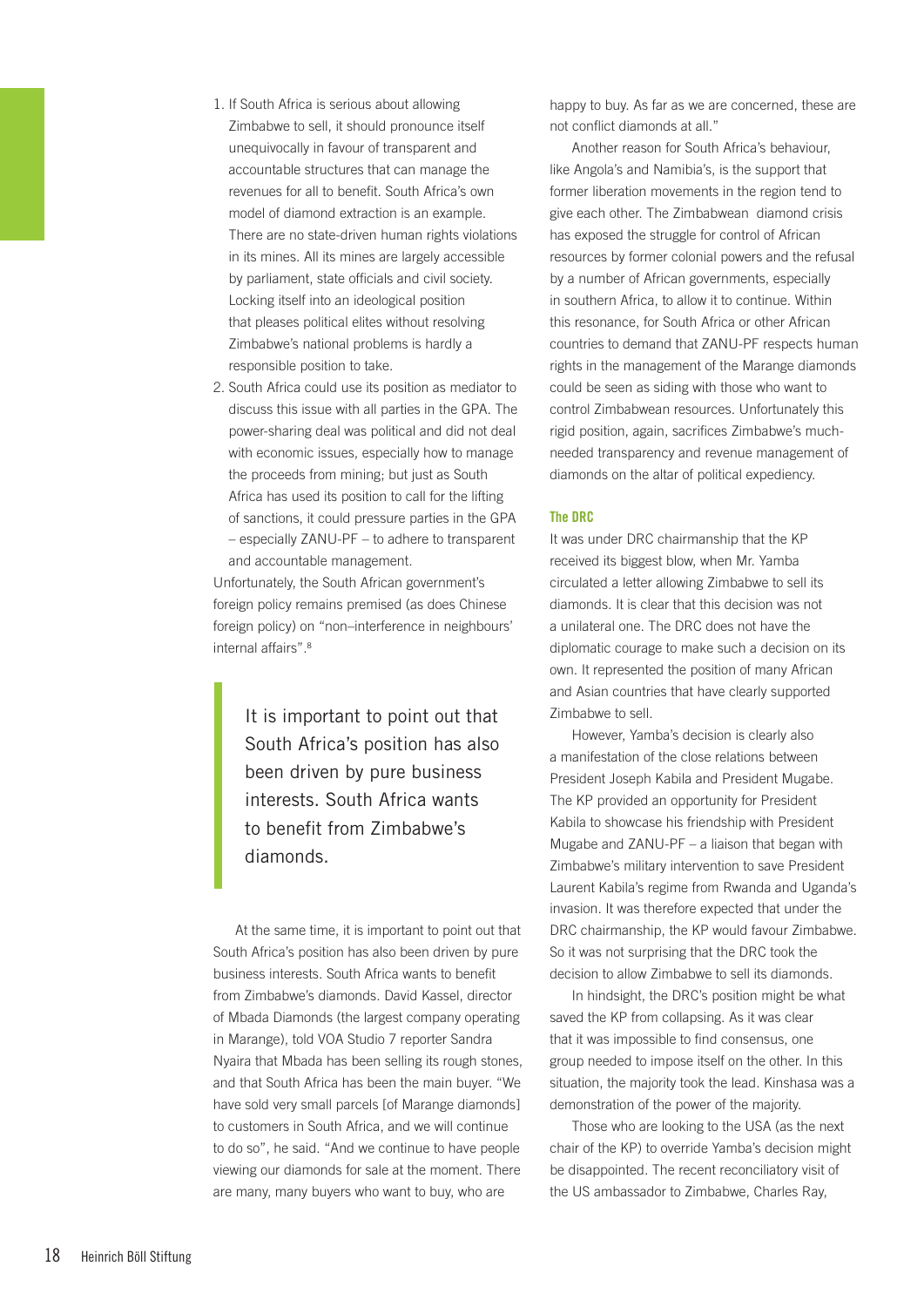1. If South Africa is serious about allowing Zimbabwe to sell, it should pronounce itself unequivocally in favour of transparent and accountable structures that can manage the revenues for all to benefit. South Africa's own model of diamond extraction is an example. There are no state-driven human rights violations in its mines. All its mines are largely accessible by parliament, state officials and civil society. Locking itself into an ideological position that pleases political elites without resolving Zimbabwe's national problems is hardly a responsible position to take.
2. South Africa could use its position as mediator to discuss this issue with all parties in the GPA. The power-sharing deal was political and did not deal with economic issues, especially how to manage the proceeds from mining; but just as South Africa has used its position to call for the lifting of sanctions, it could pressure parties in the GPA – especially ZANU-PF – to adhere to transparent and accountable management.

Unfortunately, the South African government's foreign policy remains premised (as does Chinese foreign policy) on "non–interference in neighbours' internal affairs".[8]

> It is important to point out that South Africa's position has also been driven by pure business interests. South Africa wants to benefit from Zimbabwe's diamonds.

At the same time, it is important to point out that South Africa's position has also been driven by pure business interests. South Africa wants to benefit from Zimbabwe's diamonds. David Kassel, director of Mbada Diamonds (the largest company operating in Marange), told VOA Studio 7 reporter Sandra Nyaira that Mbada has been selling its rough stones, and that South Africa has been the main buyer. "We have sold very small parcels [of Marange diamonds] to customers in South Africa, and we will continue to do so", he said. "And we continue to have people viewing our diamonds for sale at the moment. There are many, many buyers who want to buy, who are happy to buy. As far as we are concerned, these are not conflict diamonds at all."

Another reason for South Africa's behaviour, like Angola's and Namibia's, is the support that former liberation movements in the region tend to give each other. The Zimbabwean diamond crisis has exposed the struggle for control of African resources by former colonial powers and the refusal by a number of African governments, especially in southern Africa, to allow it to continue. Within this resonance, for South Africa or other African countries to demand that ZANU-PF respects human rights in the management of the Marange diamonds could be seen as siding with those who want to control Zimbabwean resources. Unfortunately this rigid position, again, sacrifices Zimbabwe's much-needed transparency and revenue management of diamonds on the altar of political expediency.

#### The DRC

It was under DRC chairmanship that the KP received its biggest blow, when Mr. Yamba circulated a letter allowing Zimbabwe to sell its diamonds. It is clear that this decision was not a unilateral one. The DRC does not have the diplomatic courage to make such a decision on its own. It represented the position of many African and Asian countries that have clearly supported Zimbabwe to sell.

However, Yamba's decision is clearly also a manifestation of the close relations between President Joseph Kabila and President Mugabe. The KP provided an opportunity for President Kabila to showcase his friendship with President Mugabe and ZANU-PF – a liaison that began with Zimbabwe's military intervention to save President Laurent Kabila's regime from Rwanda and Uganda's invasion. It was therefore expected that under the DRC chairmanship, the KP would favour Zimbabwe. So it was not surprising that the DRC took the decision to allow Zimbabwe to sell its diamonds.

In hindsight, the DRC's position might be what saved the KP from collapsing. As it was clear that it was impossible to find consensus, one group needed to impose itself on the other. In this situation, the majority took the lead. Kinshasa was a demonstration of the power of the majority.

Those who are looking to the USA (as the next chair of the KP) to override Yamba's decision might be disappointed. The recent reconciliatory visit of the US ambassador to Zimbabwe, Charles Ray,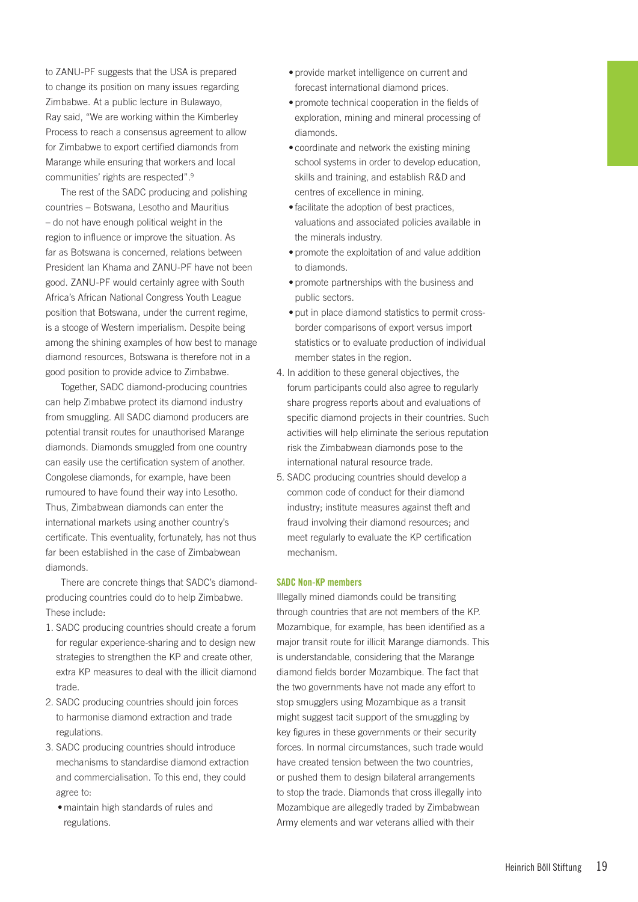to ZANU-PF suggests that the USA is prepared to change its position on many issues regarding Zimbabwe. At a public lecture in Bulawayo, Ray said, "We are working within the Kimberley Process to reach a consensus agreement to allow for Zimbabwe to export certified diamonds from Marange while ensuring that workers and local communities' rights are respected".[9]

The rest of the SADC producing and polishing countries – Botswana, Lesotho and Mauritius – do not have enough political weight in the region to influence or improve the situation. As far as Botswana is concerned, relations between President Ian Khama and ZANU-PF have not been good. ZANU-PF would certainly agree with South Africa's African National Congress Youth League position that Botswana, under the current regime, is a stooge of Western imperialism. Despite being among the shining examples of how best to manage diamond resources, Botswana is therefore not in a good position to provide advice to Zimbabwe.

Together, SADC diamond-producing countries can help Zimbabwe protect its diamond industry from smuggling. All SADC diamond producers are potential transit routes for unauthorised Marange diamonds. Diamonds smuggled from one country can easily use the certification system of another. Congolese diamonds, for example, have been rumoured to have found their way into Lesotho. Thus, Zimbabwean diamonds can enter the international markets using another country's certificate. This eventuality, fortunately, has not thus far been established in the case of Zimbabwean diamonds.

There are concrete things that SADC's diamond-producing countries could do to help Zimbabwe. These include:

1. SADC producing countries should create a forum for regular experience-sharing and to design new strategies to strengthen the KP and create other, extra KP measures to deal with the illicit diamond trade.
2. SADC producing countries should join forces to harmonise diamond extraction and trade regulations.
3. SADC producing countries should introduce mechanisms to standardise diamond extraction and commercialisation. To this end, they could agree to:
   - maintain high standards of rules and regulations.
   - provide market intelligence on current and forecast international diamond prices.
   - promote technical cooperation in the fields of exploration, mining and mineral processing of diamonds.
   - coordinate and network the existing mining school systems in order to develop education, skills and training, and establish R&D and centres of excellence in mining.
   - facilitate the adoption of best practices, valuations and associated policies available in the minerals industry.
   - promote the exploitation of and value addition to diamonds.
   - promote partnerships with the business and public sectors.
   - put in place diamond statistics to permit cross-border comparisons of export versus import statistics or to evaluate production of individual member states in the region.
4. In addition to these general objectives, the forum participants could also agree to regularly share progress reports about and evaluations of specific diamond projects in their countries. Such activities will help eliminate the serious reputation risk the Zimbabwean diamonds pose to the international natural resource trade.
5. SADC producing countries should develop a common code of conduct for their diamond industry; institute measures against theft and fraud involving their diamond resources; and meet regularly to evaluate the KP certification mechanism.

#### SADC Non-KP members

Illegally mined diamonds could be transiting through countries that are not members of the KP. Mozambique, for example, has been identified as a major transit route for illicit Marange diamonds. This is understandable, considering that the Marange diamond fields border Mozambique. The fact that the two governments have not made any effort to stop smugglers using Mozambique as a transit might suggest tacit support of the smuggling by key figures in these governments or their security forces. In normal circumstances, such trade would have created tension between the two countries, or pushed them to design bilateral arrangements to stop the trade. Diamonds that cross illegally into Mozambique are allegedly traded by Zimbabwean Army elements and war veterans allied with their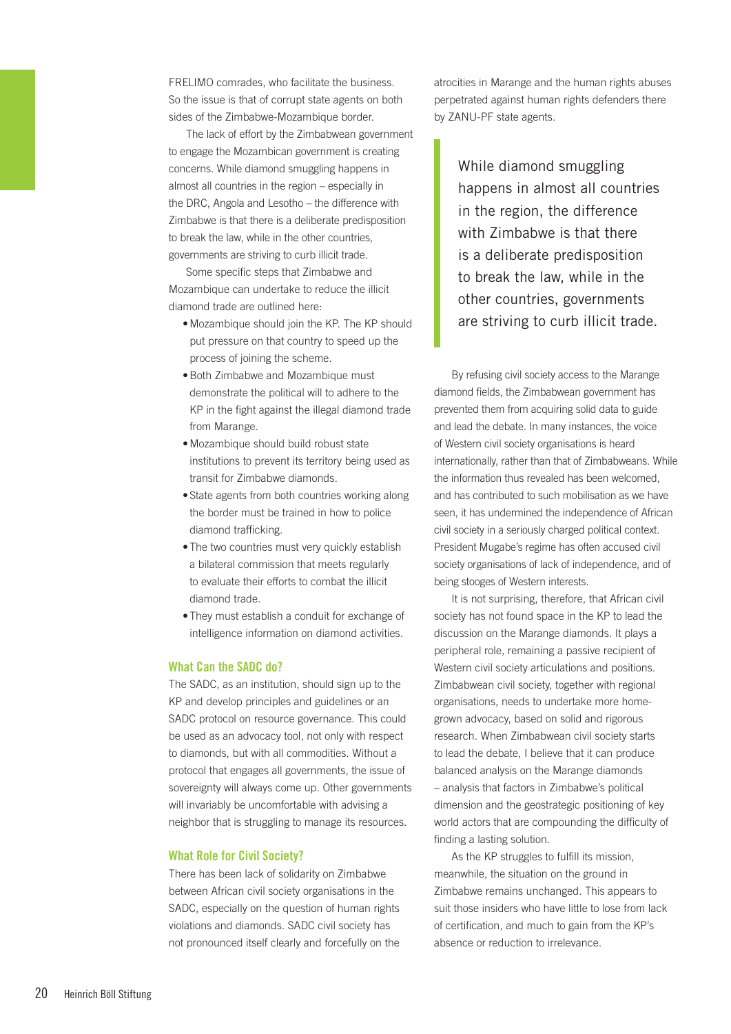FRELIMO comrades, who facilitate the business. So the issue is that of corrupt state agents on both sides of the Zimbabwe-Mozambique border.

The lack of effort by the Zimbabwean government to engage the Mozambican government is creating concerns. While diamond smuggling happens in almost all countries in the region – especially in the DRC, Angola and Lesotho – the difference with Zimbabwe is that there is a deliberate predisposition to break the law, while in the other countries, governments are striving to curb illicit trade.

Some specific steps that Zimbabwe and Mozambique can undertake to reduce the illicit diamond trade are outlined here:

- Mozambique should join the KP. The KP should put pressure on that country to speed up the process of joining the scheme.
- Both Zimbabwe and Mozambique must demonstrate the political will to adhere to the KP in the fight against the illegal diamond trade from Marange.
- Mozambique should build robust state institutions to prevent its territory being used as transit for Zimbabwe diamonds.
- State agents from both countries working along the border must be trained in how to police diamond trafficking.
- The two countries must very quickly establish a bilateral commission that meets regularly to evaluate their efforts to combat the illicit diamond trade.
- They must establish a conduit for exchange of intelligence information on diamond activities.

### What Can the SADC do?

The SADC, as an institution, should sign up to the KP and develop principles and guidelines or an SADC protocol on resource governance. This could be used as an advocacy tool, not only with respect to diamonds, but with all commodities. Without a protocol that engages all governments, the issue of sovereignty will always come up. Other governments will invariably be uncomfortable with advising a neighbor that is struggling to manage its resources.

### What Role for Civil Society?

There has been lack of solidarity on Zimbabwe between African civil society organisations in the SADC, especially on the question of human rights violations and diamonds. SADC civil society has not pronounced itself clearly and forcefully on the atrocities in Marange and the human rights abuses perpetrated against human rights defenders there by ZANU-PF state agents.

> While diamond smuggling happens in almost all countries in the region, the difference with Zimbabwe is that there is a deliberate predisposition to break the law, while in the other countries, governments are striving to curb illicit trade.

By refusing civil society access to the Marange diamond fields, the Zimbabwean government has prevented them from acquiring solid data to guide and lead the debate. In many instances, the voice of Western civil society organisations is heard internationally, rather than that of Zimbabweans. While the information thus revealed has been welcomed, and has contributed to such mobilisation as we have seen, it has undermined the independence of African civil society in a seriously charged political context. President Mugabe's regime has often accused civil society organisations of lack of independence, and of being stooges of Western interests.

It is not surprising, therefore, that African civil society has not found space in the KP to lead the discussion on the Marange diamonds. It plays a peripheral role, remaining a passive recipient of Western civil society articulations and positions. Zimbabwean civil society, together with regional organisations, needs to undertake more home-grown advocacy, based on solid and rigorous research. When Zimbabwean civil society starts to lead the debate, I believe that it can produce balanced analysis on the Marange diamonds – analysis that factors in Zimbabwe's political dimension and the geostrategic positioning of key world actors that are compounding the difficulty of finding a lasting solution.

As the KP struggles to fulfill its mission, meanwhile, the situation on the ground in Zimbabwe remains unchanged. This appears to suit those insiders who have little to lose from lack of certification, and much to gain from the KP's absence or reduction to irrelevance.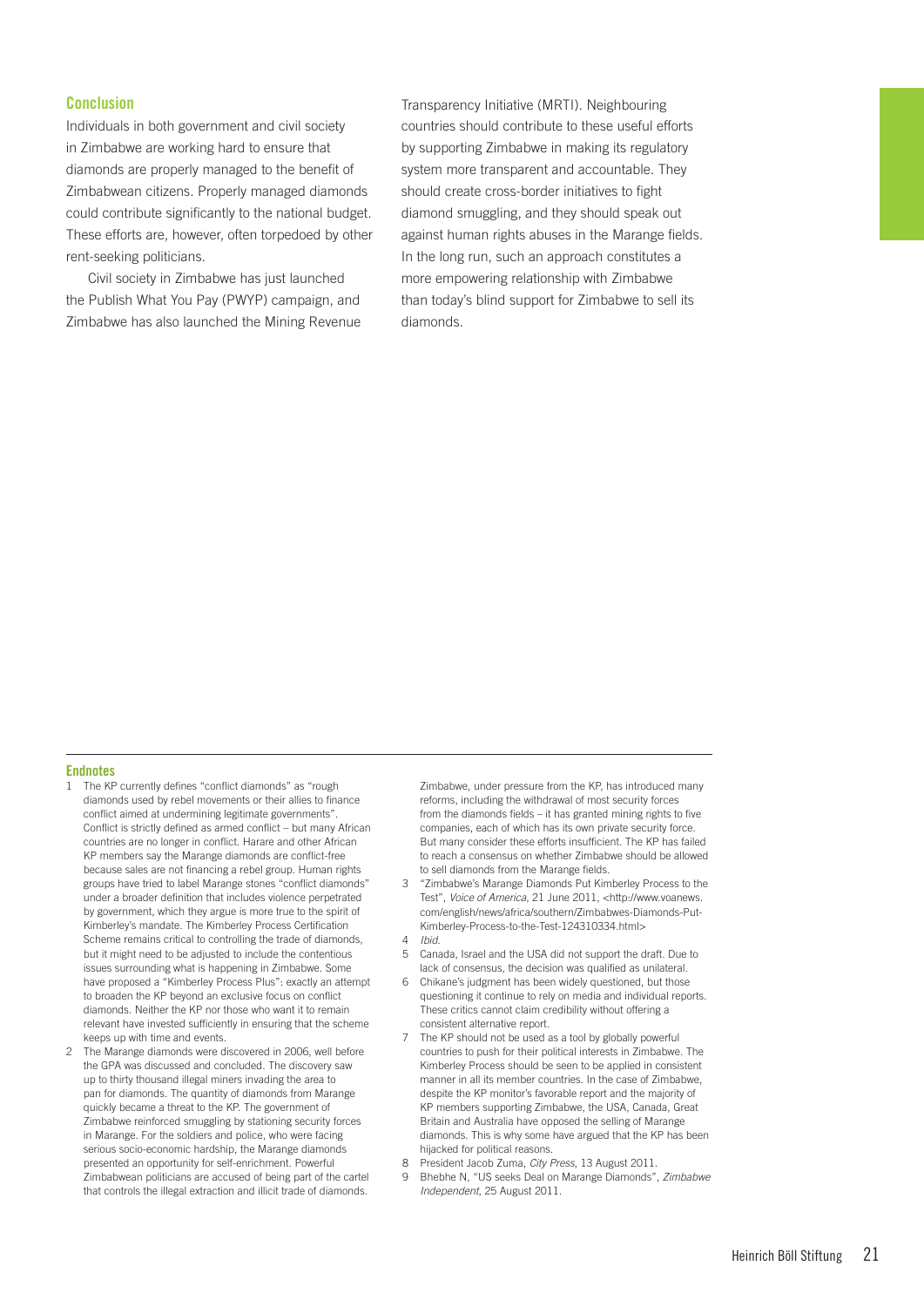## Conclusion

Individuals in both government and civil society in Zimbabwe are working hard to ensure that diamonds are properly managed to the benefit of Zimbabwean citizens. Properly managed diamonds could contribute significantly to the national budget. These efforts are, however, often torpedoed by other rent-seeking politicians.

Civil society in Zimbabwe has just launched the Publish What You Pay (PWYP) campaign, and Zimbabwe has also launched the Mining Revenue Transparency Initiative (MRTI). Neighbouring countries should contribute to these useful efforts by supporting Zimbabwe in making its regulatory system more transparent and accountable. They should create cross-border initiatives to fight diamond smuggling, and they should speak out against human rights abuses in the Marange fields. In the long run, such an approach constitutes a more empowering relationship with Zimbabwe than today's blind support for Zimbabwe to sell its diamonds.

### Endnotes

1. The KP currently defines "conflict diamonds" as "rough diamonds used by rebel movements or their allies to finance conflict aimed at undermining legitimate governments". Conflict is strictly defined as armed conflict – but many African countries are no longer in conflict. Harare and other African KP members say the Marange diamonds are conflict-free because sales are not financing a rebel group. Human rights groups have tried to label Marange stones "conflict diamonds" under a broader definition that includes violence perpetrated by government, which they argue is more true to the spirit of Kimberley's mandate. The Kimberley Process Certification Scheme remains critical to controlling the trade of diamonds, but it might need to be adjusted to include the contentious issues surrounding what is happening in Zimbabwe. Some have proposed a "Kimberley Process Plus": exactly an attempt to broaden the KP beyond an exclusive focus on conflict diamonds. Neither the KP nor those who want it to remain relevant have invested sufficiently in ensuring that the scheme keeps up with time and events.
2. The Marange diamonds were discovered in 2006, well before the GPA was discussed and concluded. The discovery saw up to thirty thousand illegal miners invading the area to pan for diamonds. The quantity of diamonds from Marange quickly became a threat to the KP. The government of Zimbabwe reinforced smuggling by stationing security forces in Marange. For the soldiers and police, who were facing serious socio-economic hardship, the Marange diamonds presented an opportunity for self-enrichment. Powerful Zimbabwean politicians are accused of being part of the cartel that controls the illegal extraction and illicit trade of diamonds. Zimbabwe, under pressure from the KP, has introduced many reforms, including the withdrawal of most security forces from the diamonds fields – it has granted mining rights to five companies, each of which has its own private security force. But many consider these efforts insufficient. The KP has failed to reach a consensus on whether Zimbabwe should be allowed to sell diamonds from the Marange fields.
3. "Zimbabwe's Marange Diamonds Put Kimberley Process to the Test", *Voice of America*, 21 June 2011, <http://www.voanews.com/english/news/africa/southern/Zimbabwes-Diamonds-Put-Kimberley-Process-to-the-Test-124310334.html>
4. *Ibid.*
5. Canada, Israel and the USA did not support the draft. Due to lack of consensus, the decision was qualified as unilateral.
6. Chikane's judgment has been widely questioned, but those questioning it continue to rely on media and individual reports. These critics cannot claim credibility without offering a consistent alternative report.
7. The KP should not be used as a tool by globally powerful countries to push for their political interests in Zimbabwe. The Kimberley Process should be seen to be applied in consistent manner in all its member countries. In the case of Zimbabwe, despite the KP monitor's favorable report and the majority of KP members supporting Zimbabwe, the USA, Canada, Great Britain and Australia have opposed the selling of Marange diamonds. This is why some have argued that the KP has been hijacked for political reasons.
8. President Jacob Zuma, *City Press*, 13 August 2011.
9. Bhebhe N, "US seeks Deal on Marange Diamonds", *Zimbabwe Independent*, 25 August 2011.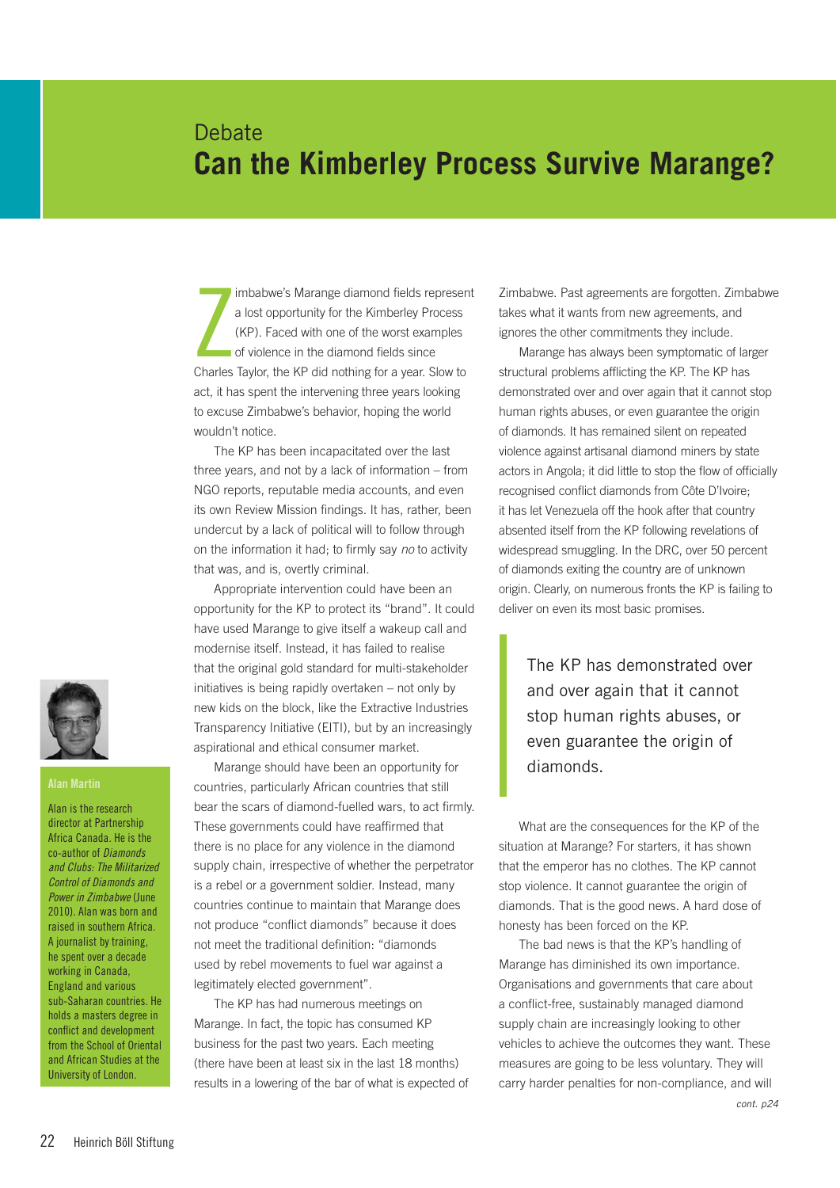Debate

# Can the Kimberley Process Survive Marange?

Zimbabwe's Marange diamond fields represent a lost opportunity for the Kimberley Process (KP). Faced with one of the worst examples of violence in the diamond fields since Charles Taylor, the KP did nothing for a year. Slow to act, it has spent the intervening three years looking to excuse Zimbabwe's behavior, hoping the world wouldn't notice.

The KP has been incapacitated over the last three years, and not by a lack of information – from NGO reports, reputable media accounts, and even its own Review Mission findings. It has, rather, been undercut by a lack of political will to follow through on the information it had; to firmly say *no* to activity that was, and is, overtly criminal.

Appropriate intervention could have been an opportunity for the KP to protect its "brand". It could have used Marange to give itself a wakeup call and modernise itself. Instead, it has failed to realise that the original gold standard for multi-stakeholder initiatives is being rapidly overtaken – not only by new kids on the block, like the Extractive Industries Transparency Initiative (EITI), but by an increasingly aspirational and ethical consumer market.

Marange should have been an opportunity for countries, particularly African countries that still bear the scars of diamond-fuelled wars, to act firmly. These governments could have reaffirmed that there is no place for any violence in the diamond supply chain, irrespective of whether the perpetrator is a rebel or a government soldier. Instead, many countries continue to maintain that Marange does not produce "conflict diamonds" because it does not meet the traditional definition: "diamonds used by rebel movements to fuel war against a legitimately elected government".

The KP has had numerous meetings on Marange. In fact, the topic has consumed KP business for the past two years. Each meeting (there have been at least six in the last 18 months) results in a lowering of the bar of what is expected of Zimbabwe. Past agreements are forgotten. Zimbabwe takes what it wants from new agreements, and ignores the other commitments they include.

Marange has always been symptomatic of larger structural problems afflicting the KP. The KP has demonstrated over and over again that it cannot stop human rights abuses, or even guarantee the origin of diamonds. It has remained silent on repeated violence against artisanal diamond miners by state actors in Angola; it did little to stop the flow of officially recognised conflict diamonds from Côte D'Ivoire; it has let Venezuela off the hook after that country absented itself from the KP following revelations of widespread smuggling. In the DRC, over 50 percent of diamonds exiting the country are of unknown origin. Clearly, on numerous fronts the KP is failing to deliver on even its most basic promises.

> The KP has demonstrated over and over again that it cannot stop human rights abuses, or even guarantee the origin of diamonds.

What are the consequences for the KP of the situation at Marange? For starters, it has shown that the emperor has no clothes. The KP cannot stop violence. It cannot guarantee the origin of diamonds. That is the good news. A hard dose of honesty has been forced on the KP.

The bad news is that the KP's handling of Marange has diminished its own importance. Organisations and governments that care about a conflict-free, sustainably managed diamond supply chain are increasingly looking to other vehicles to achieve the outcomes they want. These measures are going to be less voluntary. They will carry harder penalties for non-compliance, and will

*cont. p24*

**Alan Martin**

Alan is the research director at Partnership Africa Canada. He is the co-author of *Diamonds and Clubs: The Militarized Control of Diamonds and Power in Zimbabwe* (June 2010). Alan was born and raised in southern Africa. A journalist by training, he spent over a decade working in Canada, England and various sub-Saharan countries. He holds a masters degree in conflict and development from the School of Oriental and African Studies at the University of London.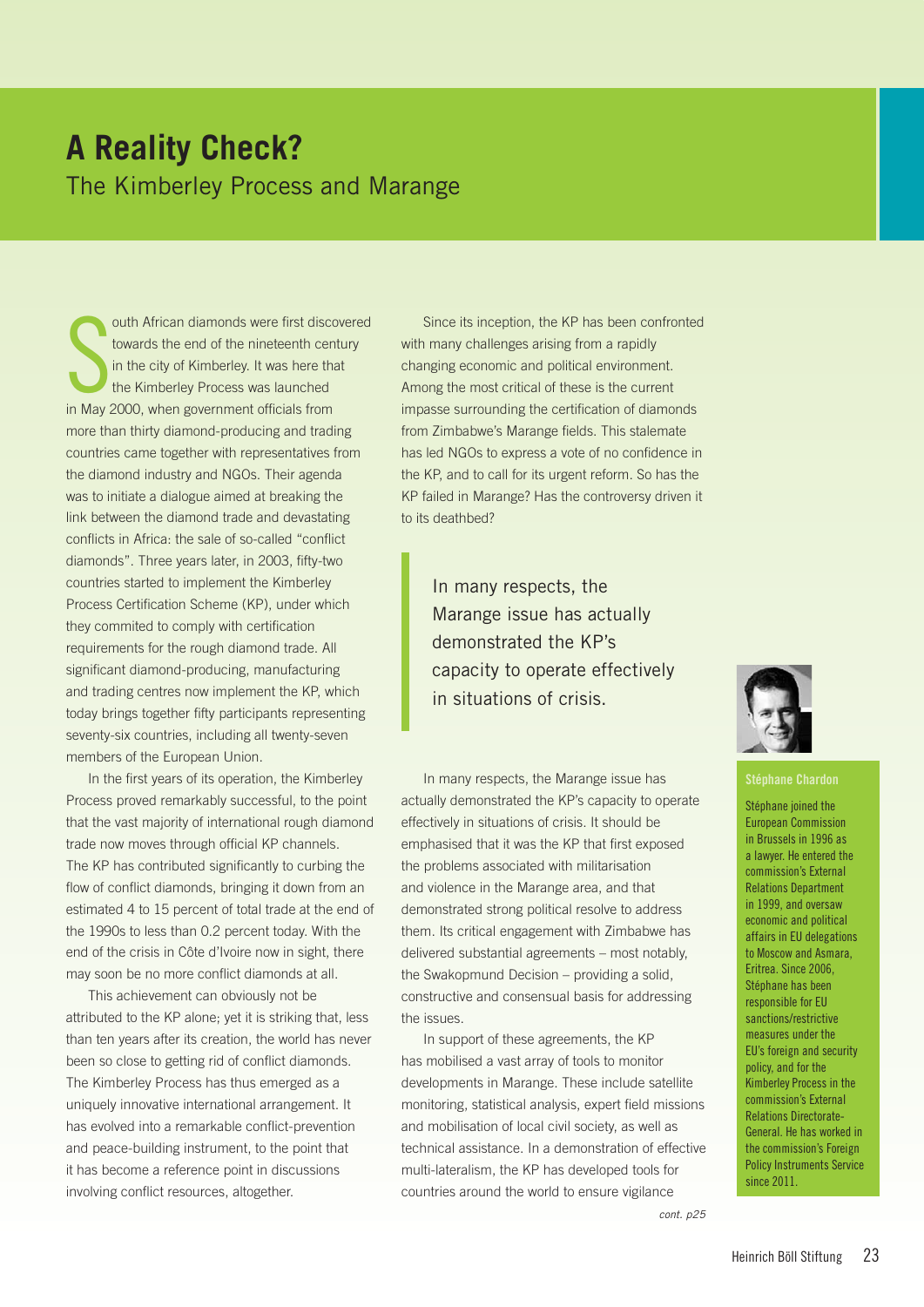# A Reality Check?

## The Kimberley Process and Marange

South African diamonds were first discovered towards the end of the nineteenth century in the city of Kimberley. It was here that the Kimberley Process was launched in May 2000, when government officials from more than thirty diamond-producing and trading countries came together with representatives from the diamond industry and NGOs. Their agenda was to initiate a dialogue aimed at breaking the link between the diamond trade and devastating conflicts in Africa: the sale of so-called "conflict diamonds". Three years later, in 2003, fifty-two countries started to implement the Kimberley Process Certification Scheme (KP), under which they commited to comply with certification requirements for the rough diamond trade. All significant diamond-producing, manufacturing and trading centres now implement the KP, which today brings together fifty participants representing seventy-six countries, including all twenty-seven members of the European Union.

In the first years of its operation, the Kimberley Process proved remarkably successful, to the point that the vast majority of international rough diamond trade now moves through official KP channels. The KP has contributed significantly to curbing the flow of conflict diamonds, bringing it down from an estimated 4 to 15 percent of total trade at the end of the 1990s to less than 0.2 percent today. With the end of the crisis in Côte d'Ivoire now in sight, there may soon be no more conflict diamonds at all.

This achievement can obviously not be attributed to the KP alone; yet it is striking that, less than ten years after its creation, the world has never been so close to getting rid of conflict diamonds. The Kimberley Process has thus emerged as a uniquely innovative international arrangement. It has evolved into a remarkable conflict-prevention and peace-building instrument, to the point that it has become a reference point in discussions involving conflict resources, altogether.

Since its inception, the KP has been confronted with many challenges arising from a rapidly changing economic and political environment. Among the most critical of these is the current impasse surrounding the certification of diamonds from Zimbabwe's Marange fields. This stalemate has led NGOs to express a vote of no confidence in the KP, and to call for its urgent reform. So has the KP failed in Marange? Has the controversy driven it to its deathbed?

> In many respects, the Marange issue has actually demonstrated the KP's capacity to operate effectively in situations of crisis.

In many respects, the Marange issue has actually demonstrated the KP's capacity to operate effectively in situations of crisis. It should be emphasised that it was the KP that first exposed the problems associated with militarisation and violence in the Marange area, and that demonstrated strong political resolve to address them. Its critical engagement with Zimbabwe has delivered substantial agreements – most notably, the Swakopmund Decision – providing a solid, constructive and consensual basis for addressing the issues.

In support of these agreements, the KP has mobilised a vast array of tools to monitor developments in Marange. These include satellite monitoring, statistical analysis, expert field missions and mobilisation of local civil society, as well as technical assistance. In a demonstration of effective multi-lateralism, the KP has developed tools for countries around the world to ensure vigilance

*cont. p25*

**Stéphane Chardon**

Stéphane joined the European Commission in Brussels in 1996 as a lawyer. He entered the commission's External Relations Department in 1999, and oversaw economic and political affairs in EU delegations to Moscow and Asmara, Eritrea. Since 2006, Stéphane has been responsible for EU sanctions/restrictive measures under the EU's foreign and security policy, and for the Kimberley Process in the commission's External Relations Directorate-General. He has worked in the commission's Foreign Policy Instruments Service since 2011.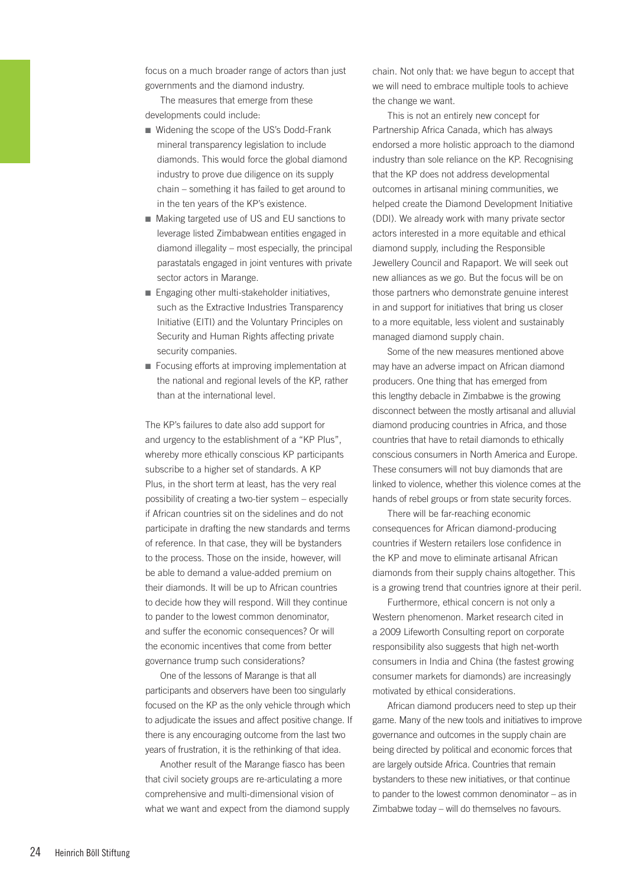focus on a much broader range of actors than just governments and the diamond industry.

The measures that emerge from these developments could include:

- Widening the scope of the US's Dodd-Frank mineral transparency legislation to include diamonds. This would force the global diamond industry to prove due diligence on its supply chain – something it has failed to get around to in the ten years of the KP's existence.
- Making targeted use of US and EU sanctions to leverage listed Zimbabwean entities engaged in diamond illegality – most especially, the principal parastatals engaged in joint ventures with private sector actors in Marange.
- Engaging other multi-stakeholder initiatives, such as the Extractive Industries Transparency Initiative (EITI) and the Voluntary Principles on Security and Human Rights affecting private security companies.
- Focusing efforts at improving implementation at the national and regional levels of the KP, rather than at the international level.

The KP's failures to date also add support for and urgency to the establishment of a "KP Plus", whereby more ethically conscious KP participants subscribe to a higher set of standards. A KP Plus, in the short term at least, has the very real possibility of creating a two-tier system – especially if African countries sit on the sidelines and do not participate in drafting the new standards and terms of reference. In that case, they will be bystanders to the process. Those on the inside, however, will be able to demand a value-added premium on their diamonds. It will be up to African countries to decide how they will respond. Will they continue to pander to the lowest common denominator, and suffer the economic consequences? Or will the economic incentives that come from better governance trump such considerations?

One of the lessons of Marange is that all participants and observers have been too singularly focused on the KP as the only vehicle through which to adjudicate the issues and affect positive change. If there is any encouraging outcome from the last two years of frustration, it is the rethinking of that idea.

Another result of the Marange fiasco has been that civil society groups are re-articulating a more comprehensive and multi-dimensional vision of what we want and expect from the diamond supply chain. Not only that: we have begun to accept that we will need to embrace multiple tools to achieve the change we want.

This is not an entirely new concept for Partnership Africa Canada, which has always endorsed a more holistic approach to the diamond industry than sole reliance on the KP. Recognising that the KP does not address developmental outcomes in artisanal mining communities, we helped create the Diamond Development Initiative (DDI). We already work with many private sector actors interested in a more equitable and ethical diamond supply, including the Responsible Jewellery Council and Rapaport. We will seek out new alliances as we go. But the focus will be on those partners who demonstrate genuine interest in and support for initiatives that bring us closer to a more equitable, less violent and sustainably managed diamond supply chain.

Some of the new measures mentioned above may have an adverse impact on African diamond producers. One thing that has emerged from this lengthy debacle in Zimbabwe is the growing disconnect between the mostly artisanal and alluvial diamond producing countries in Africa, and those countries that have to retail diamonds to ethically conscious consumers in North America and Europe. These consumers will not buy diamonds that are linked to violence, whether this violence comes at the hands of rebel groups or from state security forces.

There will be far-reaching economic consequences for African diamond-producing countries if Western retailers lose confidence in the KP and move to eliminate artisanal African diamonds from their supply chains altogether. This is a growing trend that countries ignore at their peril.

Furthermore, ethical concern is not only a Western phenomenon. Market research cited in a 2009 Lifeworth Consulting report on corporate responsibility also suggests that high net-worth consumers in India and China (the fastest growing consumer markets for diamonds) are increasingly motivated by ethical considerations.

African diamond producers need to step up their game. Many of the new tools and initiatives to improve governance and outcomes in the supply chain are being directed by political and economic forces that are largely outside Africa. Countries that remain bystanders to these new initiatives, or that continue to pander to the lowest common denominator – as in Zimbabwe today – will do themselves no favours.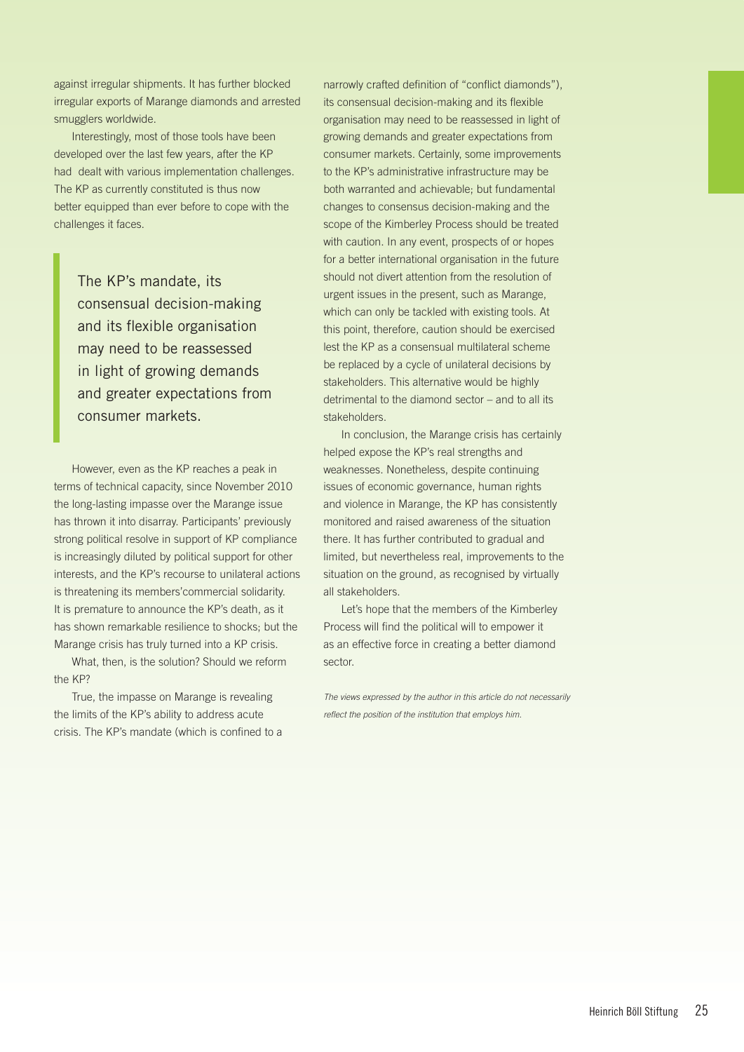against irregular shipments. It has further blocked irregular exports of Marange diamonds and arrested smugglers worldwide.

Interestingly, most of those tools have been developed over the last few years, after the KP had dealt with various implementation challenges. The KP as currently constituted is thus now better equipped than ever before to cope with the challenges it faces.

> The KP's mandate, its consensual decision-making and its flexible organisation may need to be reassessed in light of growing demands and greater expectations from consumer markets.

However, even as the KP reaches a peak in terms of technical capacity, since November 2010 the long-lasting impasse over the Marange issue has thrown it into disarray. Participants' previously strong political resolve in support of KP compliance is increasingly diluted by political support for other interests, and the KP's recourse to unilateral actions is threatening its members'commercial solidarity. It is premature to announce the KP's death, as it has shown remarkable resilience to shocks; but the Marange crisis has truly turned into a KP crisis.

What, then, is the solution? Should we reform the KP?

True, the impasse on Marange is revealing the limits of the KP's ability to address acute crisis. The KP's mandate (which is confined to a narrowly crafted definition of "conflict diamonds"), its consensual decision-making and its flexible organisation may need to be reassessed in light of growing demands and greater expectations from consumer markets. Certainly, some improvements to the KP's administrative infrastructure may be both warranted and achievable; but fundamental changes to consensus decision-making and the scope of the Kimberley Process should be treated with caution. In any event, prospects of or hopes for a better international organisation in the future should not divert attention from the resolution of urgent issues in the present, such as Marange, which can only be tackled with existing tools. At this point, therefore, caution should be exercised lest the KP as a consensual multilateral scheme be replaced by a cycle of unilateral decisions by stakeholders. This alternative would be highly detrimental to the diamond sector – and to all its stakeholders.

In conclusion, the Marange crisis has certainly helped expose the KP's real strengths and weaknesses. Nonetheless, despite continuing issues of economic governance, human rights and violence in Marange, the KP has consistently monitored and raised awareness of the situation there. It has further contributed to gradual and limited, but nevertheless real, improvements to the situation on the ground, as recognised by virtually all stakeholders.

Let's hope that the members of the Kimberley Process will find the political will to empower it as an effective force in creating a better diamond sector.

*The views expressed by the author in this article do not necessarily reflect the position of the institution that employs him.*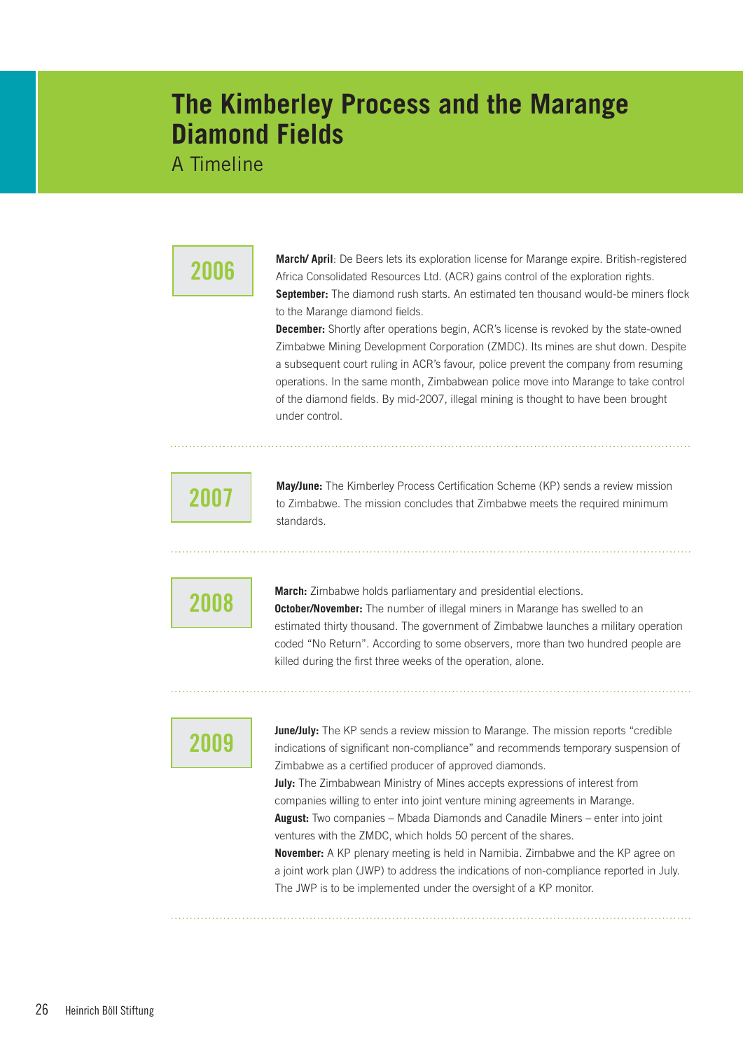# The Kimberley Process and the Marange Diamond Fields

A Timeline

## 2006

**March/ April**: De Beers lets its exploration license for Marange expire. British-registered Africa Consolidated Resources Ltd. (ACR) gains control of the exploration rights.

**September:** The diamond rush starts. An estimated ten thousand would-be miners flock to the Marange diamond fields.

**December:** Shortly after operations begin, ACR's license is revoked by the state-owned Zimbabwe Mining Development Corporation (ZMDC). Its mines are shut down. Despite a subsequent court ruling in ACR's favour, police prevent the company from resuming operations. In the same month, Zimbabwean police move into Marange to take control of the diamond fields. By mid-2007, illegal mining is thought to have been brought under control.

## 2007

**May/June:** The Kimberley Process Certification Scheme (KP) sends a review mission to Zimbabwe. The mission concludes that Zimbabwe meets the required minimum standards.

## 2008

**March:** Zimbabwe holds parliamentary and presidential elections.

**October/November:** The number of illegal miners in Marange has swelled to an estimated thirty thousand. The government of Zimbabwe launches a military operation coded "No Return". According to some observers, more than two hundred people are killed during the first three weeks of the operation, alone.

## 2009

**June/July:** The KP sends a review mission to Marange. The mission reports "credible indications of significant non-compliance" and recommends temporary suspension of Zimbabwe as a certified producer of approved diamonds.

**July:** The Zimbabwean Ministry of Mines accepts expressions of interest from companies willing to enter into joint venture mining agreements in Marange.

**August:** Two companies – Mbada Diamonds and Canadile Miners – enter into joint ventures with the ZMDC, which holds 50 percent of the shares.

**November:** A KP plenary meeting is held in Namibia. Zimbabwe and the KP agree on a joint work plan (JWP) to address the indications of non-compliance reported in July. The JWP is to be implemented under the oversight of a KP monitor.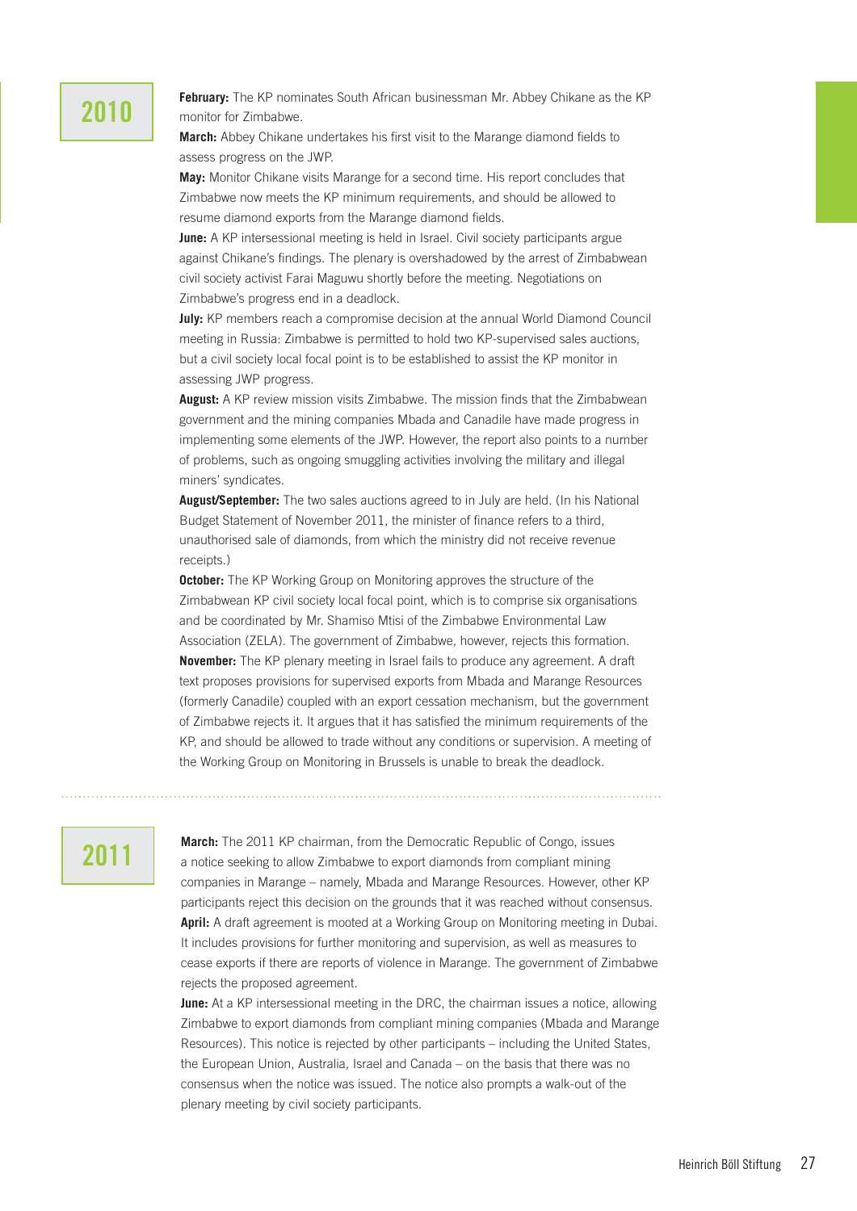## 2010

**February:** The KP nominates South African businessman Mr. Abbey Chikane as the KP monitor for Zimbabwe.

**March:** Abbey Chikane undertakes his first visit to the Marange diamond fields to assess progress on the JWP.

**May:** Monitor Chikane visits Marange for a second time. His report concludes that Zimbabwe now meets the KP minimum requirements, and should be allowed to resume diamond exports from the Marange diamond fields.

**June:** A KP intersessional meeting is held in Israel. Civil society participants argue against Chikane's findings. The plenary is overshadowed by the arrest of Zimbabwean civil society activist Farai Maguwu shortly before the meeting. Negotiations on Zimbabwe's progress end in a deadlock.

**July:** KP members reach a compromise decision at the annual World Diamond Council meeting in Russia: Zimbabwe is permitted to hold two KP-supervised sales auctions, but a civil society local focal point is to be established to assist the KP monitor in assessing JWP progress.

**August:** A KP review mission visits Zimbabwe. The mission finds that the Zimbabwean government and the mining companies Mbada and Canadile have made progress in implementing some elements of the JWP. However, the report also points to a number of problems, such as ongoing smuggling activities involving the military and illegal miners' syndicates.

**August/September:** The two sales auctions agreed to in July are held. (In his National Budget Statement of November 2011, the minister of finance refers to a third, unauthorised sale of diamonds, from which the ministry did not receive revenue receipts.)

**October:** The KP Working Group on Monitoring approves the structure of the Zimbabwean KP civil society local focal point, which is to comprise six organisations and be coordinated by Mr. Shamiso Mtisi of the Zimbabwe Environmental Law Association (ZELA). The government of Zimbabwe, however, rejects this formation.

**November:** The KP plenary meeting in Israel fails to produce any agreement. A draft text proposes provisions for supervised exports from Mbada and Marange Resources (formerly Canadile) coupled with an export cessation mechanism, but the government of Zimbabwe rejects it. It argues that it has satisfied the minimum requirements of the KP, and should be allowed to trade without any conditions or supervision. A meeting of the Working Group on Monitoring in Brussels is unable to break the deadlock.

## 2011

**March:** The 2011 KP chairman, from the Democratic Republic of Congo, issues a notice seeking to allow Zimbabwe to export diamonds from compliant mining companies in Marange – namely, Mbada and Marange Resources. However, other KP participants reject this decision on the grounds that it was reached without consensus.

**April:** A draft agreement is mooted at a Working Group on Monitoring meeting in Dubai. It includes provisions for further monitoring and supervision, as well as measures to cease exports if there are reports of violence in Marange. The government of Zimbabwe rejects the proposed agreement.

**June:** At a KP intersessional meeting in the DRC, the chairman issues a notice, allowing Zimbabwe to export diamonds from compliant mining companies (Mbada and Marange Resources). This notice is rejected by other participants – including the United States, the European Union, Australia, Israel and Canada – on the basis that there was no consensus when the notice was issued. The notice also prompts a walk-out of the plenary meeting by civil society participants.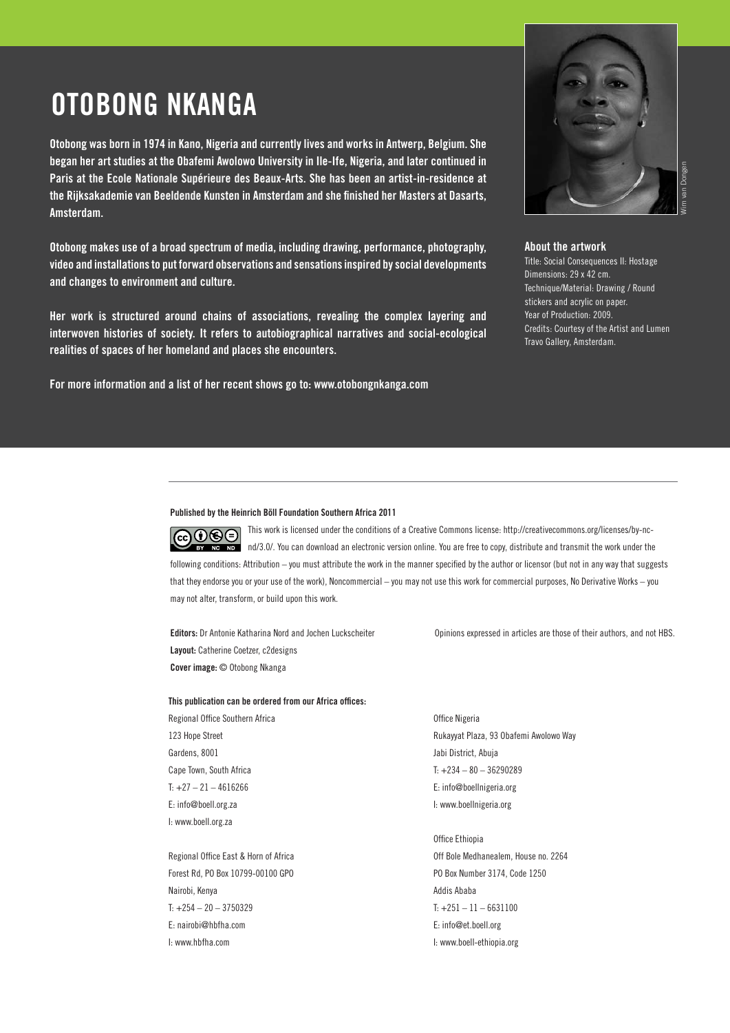# OTOBONG NKANGA

**Otobong was born in 1974 in Kano, Nigeria and currently lives and works in Antwerp, Belgium. She began her art studies at the Obafemi Awolowo University in Ile-Ife, Nigeria, and later continued in Paris at the Ecole Nationale Supérieure des Beaux-Arts. She has been an artist-in-residence at the Rijksakademie van Beeldende Kunsten in Amsterdam and she finished her Masters at Dasarts, Amsterdam.**

**Otobong makes use of a broad spectrum of media, including drawing, performance, photography, video and installations to put forward observations and sensations inspired by social developments and changes to environment and culture.**

**Her work is structured around chains of associations, revealing the complex layering and interwoven histories of society. It refers to autobiographical narratives and social-ecological realities of spaces of her homeland and places she encounters.**

**For more information and a list of her recent shows go to: www.otobongnkanga.com**

Wim van Dongen

### About the artwork

Title: Social Consequences II: Hostage
Dimensions: 29 x 42 cm.
Technique/Material: Drawing / Round stickers and acrylic on paper.
Year of Production: 2009.
Credits: Courtesy of the Artist and Lumen Travo Gallery, Amsterdam.

---

**Published by the Heinrich Böll Foundation Southern Africa 2011**

This work is licensed under the conditions of a Creative Commons license: http://creativecommons.org/licenses/by-nc-nd/3.0/. You can download an electronic version online. You are free to copy, distribute and transmit the work under the following conditions: Attribution – you must attribute the work in the manner specified by the author or licensor (but not in any way that suggests that they endorse you or your use of the work), Noncommercial – you may not use this work for commercial purposes, No Derivative Works – you may not alter, transform, or build upon this work.

**Editors:** Dr Antonie Katharina Nord and Jochen Luckscheiter
**Layout:** Catherine Coetzer, c2designs
**Cover image:** © Otobong Nkanga

Opinions expressed in articles are those of their authors, and not HBS.

**This publication can be ordered from our Africa offices:**

Regional Office Southern Africa
123 Hope Street
Gardens, 8001
Cape Town, South Africa
T: +27 – 21 – 4616266
E: info@boell.org.za
I: www.boell.org.za

Regional Office East & Horn of Africa
Forest Rd, PO Box 10799-00100 GPO
Nairobi, Kenya
T: +254 – 20 – 3750329
E: nairobi@hbfha.com
I: www.hbfha.com

Office Nigeria
Rukayyat Plaza, 93 Obafemi Awolowo Way
Jabi District, Abuja
T: +234 – 80 – 36290289
E: info@boellnigeria.org
I: www.boellnigeria.org

Office Ethiopia
Off Bole Medhanealem, House no. 2264
PO Box Number 3174, Code 1250
Addis Ababa
T: +251 – 11 – 6631100
E: info@et.boell.org
I: www.boell-ethiopia.org